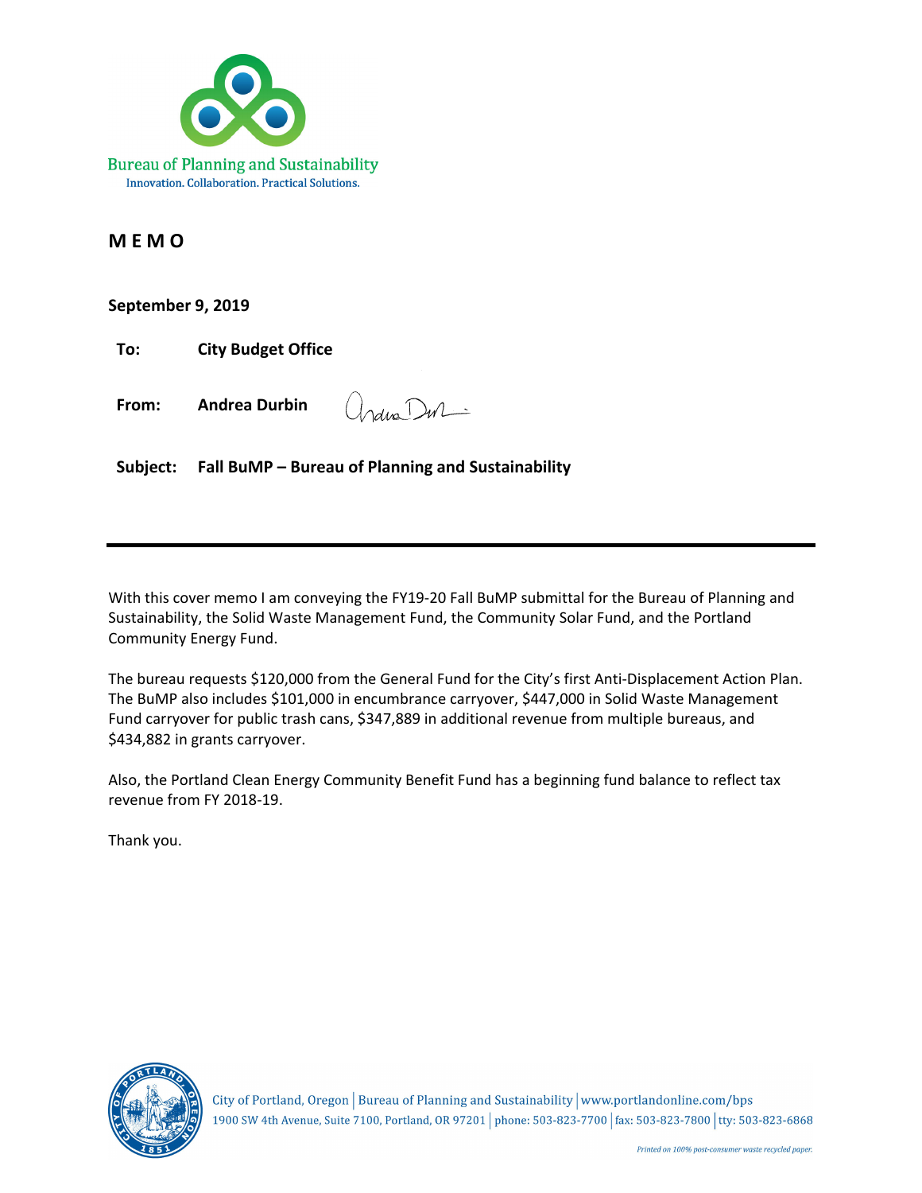Bureau of Planning and Sustainability
Innovation. Collaboration. Practical Solutions.

# MEMO

**September 9, 2019**

**To:** **City Budget Office**

**From:** **Andrea Durbin**

**Subject:** **Fall BuMP – Bureau of Planning and Sustainability**

---

With this cover memo I am conveying the FY19-20 Fall BuMP submittal for the Bureau of Planning and Sustainability, the Solid Waste Management Fund, the Community Solar Fund, and the Portland Community Energy Fund.

The bureau requests $120,000 from the General Fund for the City's first Anti-Displacement Action Plan. The BuMP also includes $101,000 in encumbrance carryover, $447,000 in Solid Waste Management Fund carryover for public trash cans, $347,889 in additional revenue from multiple bureaus, and $434,882 in grants carryover.

Also, the Portland Clean Energy Community Benefit Fund has a beginning fund balance to reflect tax revenue from FY 2018-19.

Thank you.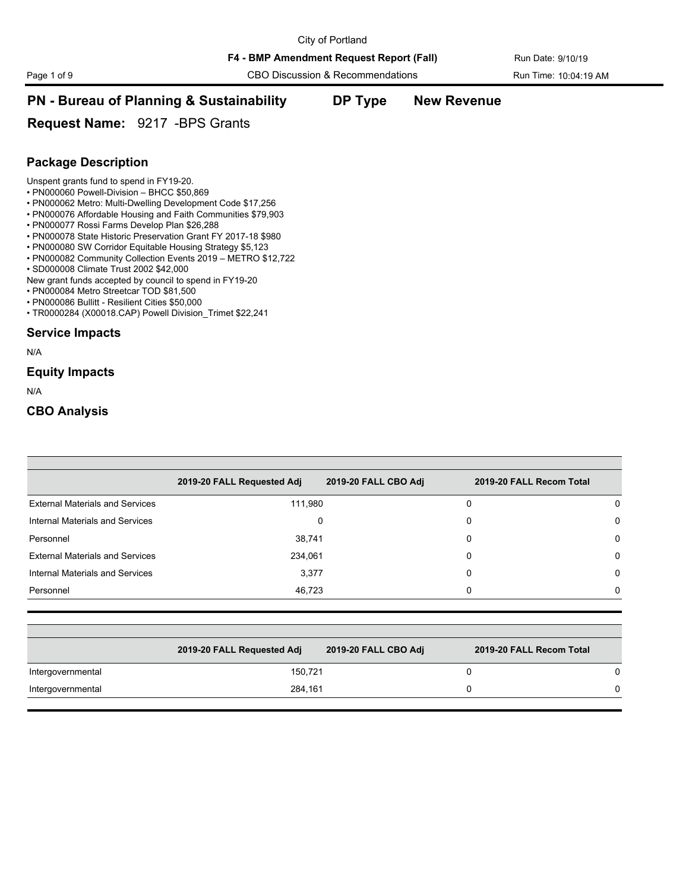City of Portland

**F4 - BMP Amendment Request Report (Fall)**

CBO Discussion & Recommendations

Run Date: 9/10/19

Run Time: 10:04:19 AM

## PN - Bureau of Planning & Sustainability DP Type New Revenue

### Request Name: 9217 -BPS Grants

### Package Description

Unspent grants fund to spend in FY19-20.

- PN000060 Powell-Division – BHCC $50,869
- PN000062 Metro: Multi-Dwelling Development Code $17,256
- PN000076 Affordable Housing and Faith Communities $79,903
- PN000077 Rossi Farms Develop Plan $26,288
- PN000078 State Historic Preservation Grant FY 2017-18 $980
- PN000080 SW Corridor Equitable Housing Strategy $5,123
- PN000082 Community Collection Events 2019 – METRO $12,722
- SD000008 Climate Trust 2002 $42,000

New grant funds accepted by council to spend in FY19-20

- PN000084 Metro Streetcar TOD $81,500
- PN000086 Bullitt - Resilient Cities $50,000
- TR0000284 (X00018.CAP) Powell Division_Trimet $22,241

### Service Impacts

N/A

### Equity Impacts

N/A

### CBO Analysis

| | 2019-20 FALL Requested Adj | 2019-20 FALL CBO Adj | 2019-20 FALL Recom Total |
|---|---|---|---|
| External Materials and Services | 111,980 | 0 | 0 |
| Internal Materials and Services | 0 | 0 | 0 |
| Personnel | 38,741 | 0 | 0 |
| External Materials and Services | 234,061 | 0 | 0 |
| Internal Materials and Services | 3,377 | 0 | 0 |
| Personnel | 46,723 | 0 | 0 |

| | 2019-20 FALL Requested Adj | 2019-20 FALL CBO Adj | 2019-20 FALL Recom Total |
|---|---|---|---|
| Intergovernmental | 150,721 | 0 | 0 |
| Intergovernmental | 284,161 | 0 | 0 |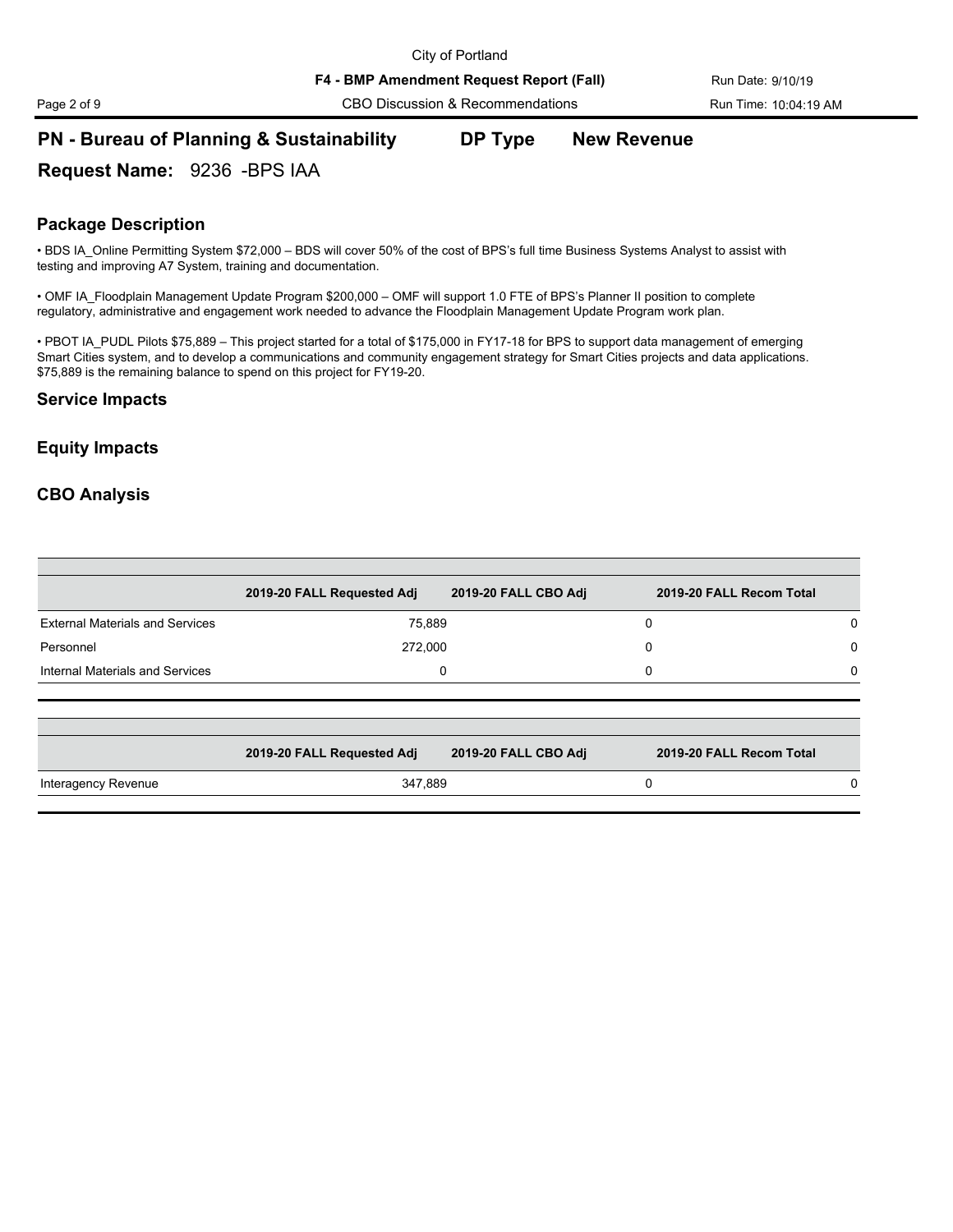## PN - Bureau of Planning & Sustainability    DP Type    New Revenue

**Request Name:** 9236 -BPS IAA

### Package Description

• BDS IA_Online Permitting System $72,000 – BDS will cover 50% of the cost of BPS's full time Business Systems Analyst to assist with testing and improving A7 System, training and documentation.

• OMF IA_Floodplain Management Update Program $200,000 – OMF will support 1.0 FTE of BPS's Planner II position to complete regulatory, administrative and engagement work needed to advance the Floodplain Management Update Program work plan.

• PBOT IA_PUDL Pilots $75,889 – This project started for a total of $175,000 in FY17-18 for BPS to support data management of emerging Smart Cities system, and to develop a communications and community engagement strategy for Smart Cities projects and data applications. $75,889 is the remaining balance to spend on this project for FY19-20.

### Service Impacts

### Equity Impacts

### CBO Analysis

| | 2019-20 FALL Requested Adj | 2019-20 FALL CBO Adj | 2019-20 FALL Recom Total |
|---|---|---|---|
| External Materials and Services | 75,889 | 0 | 0 |
| Personnel | 272,000 | 0 | 0 |
| Internal Materials and Services | 0 | 0 | 0 |

| | 2019-20 FALL Requested Adj | 2019-20 FALL CBO Adj | 2019-20 FALL Recom Total |
|---|---|---|---|
| Interagency Revenue | 347,889 | 0 | 0 |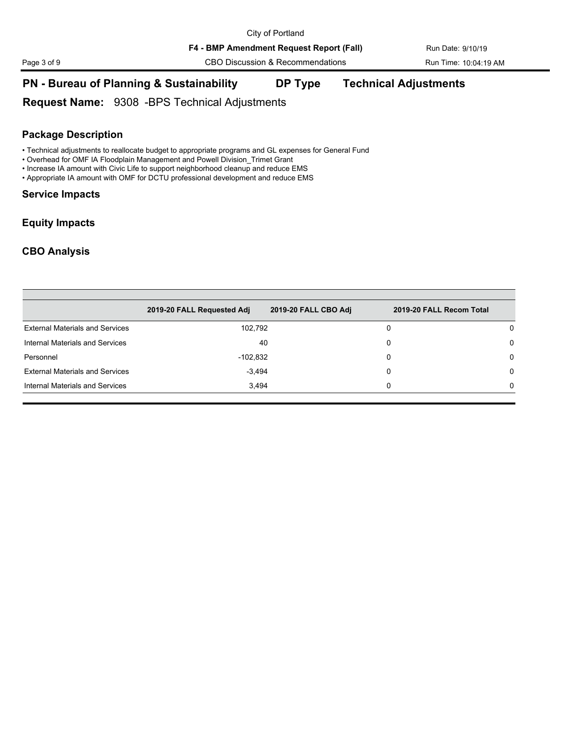## PN - Bureau of Planning & Sustainability    DP Type    Technical Adjustments

**Request Name:** 9308 -BPS Technical Adjustments

### Package Description

- Technical adjustments to reallocate budget to appropriate programs and GL expenses for General Fund
- Overhead for OMF IA Floodplain Management and Powell Division_Trimet Grant
- Increase IA amount with Civic Life to support neighborhood cleanup and reduce EMS
- Appropriate IA amount with OMF for DCTU professional development and reduce EMS

### Service Impacts

### Equity Impacts

### CBO Analysis

| | 2019-20 FALL Requested Adj | 2019-20 FALL CBO Adj | 2019-20 FALL Recom Total |
|---|---|---|---|
| External Materials and Services | 102,792 | 0 | 0 |
| Internal Materials and Services | 40 | 0 | 0 |
| Personnel | -102,832 | 0 | 0 |
| External Materials and Services | -3,494 | 0 | 0 |
| Internal Materials and Services | 3,494 | 0 | 0 |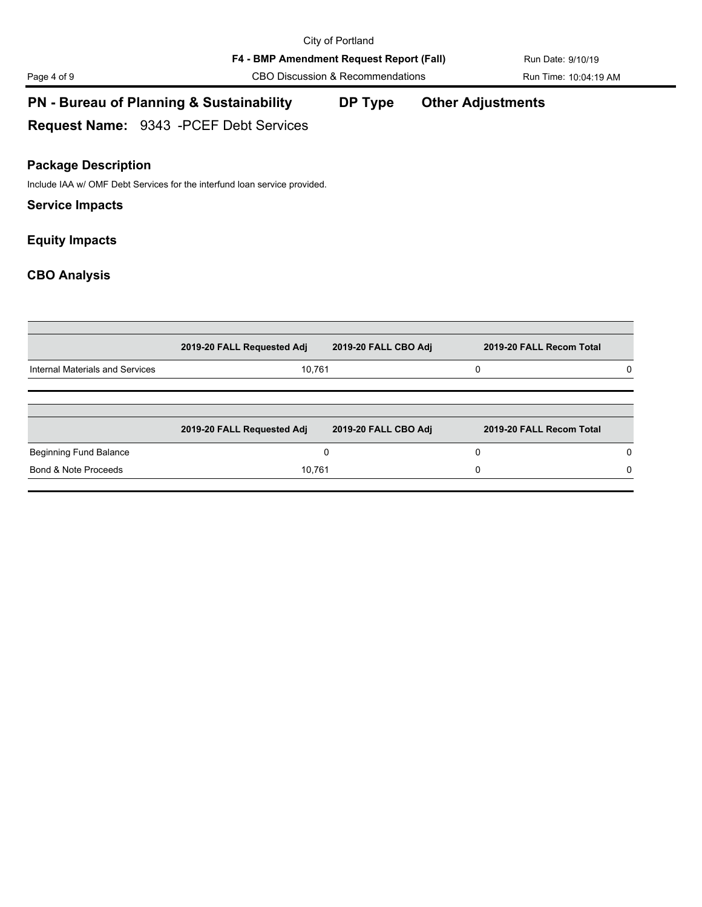## PN - Bureau of Planning & Sustainability    DP Type    Other Adjustments

**Request Name:** 9343 -PCEF Debt Services

### Package Description

Include IAA w/ OMF Debt Services for the interfund loan service provided.

### Service Impacts

### Equity Impacts

### CBO Analysis

| | 2019-20 FALL Requested Adj | 2019-20 FALL CBO Adj | 2019-20 FALL Recom Total |
|---|---|---|---|
| Internal Materials and Services | 10,761 | 0 | 0 |

| | 2019-20 FALL Requested Adj | 2019-20 FALL CBO Adj | 2019-20 FALL Recom Total |
|---|---|---|---|
| Beginning Fund Balance | 0 | 0 | 0 |
| Bond & Note Proceeds | 10,761 | 0 | 0 |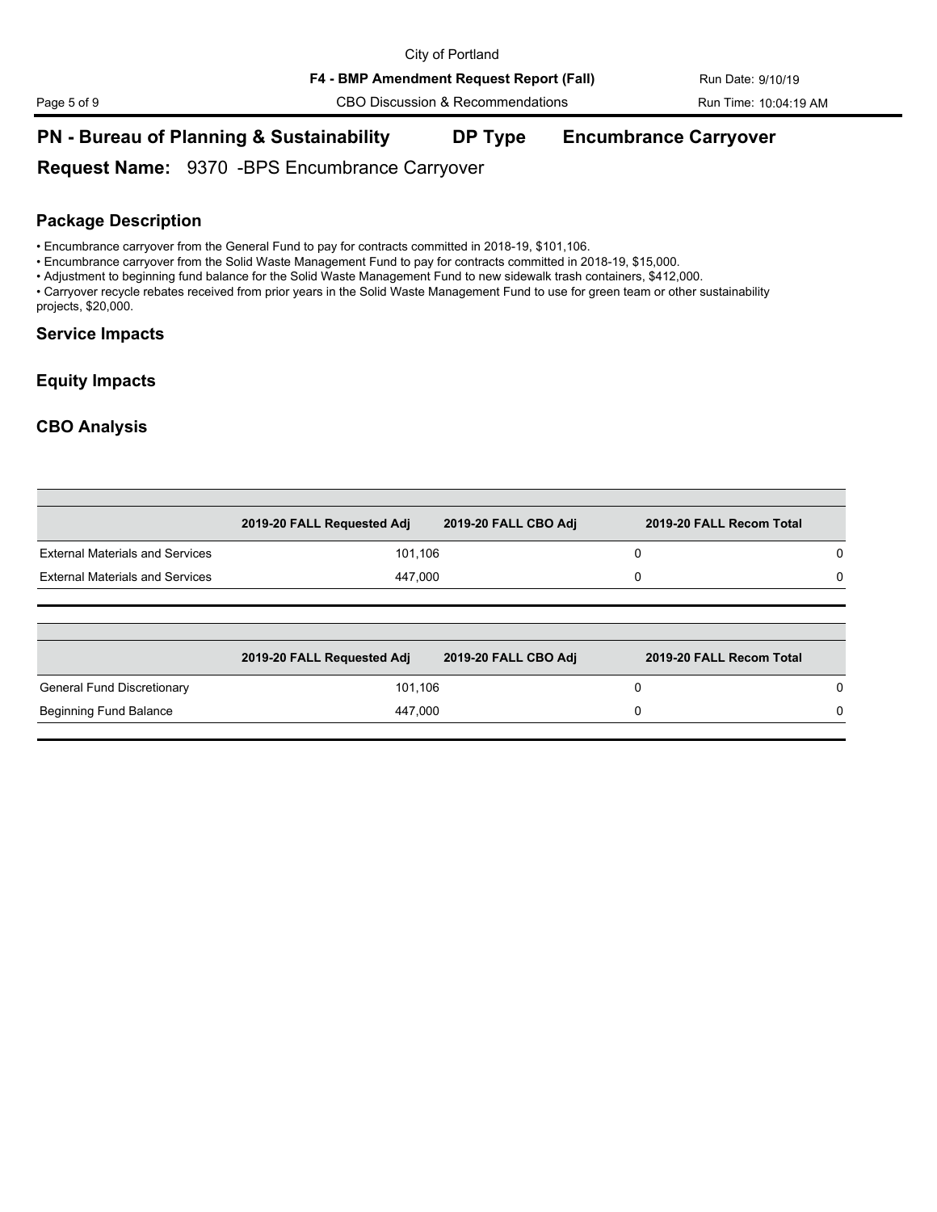## PN - Bureau of Planning & Sustainability DP Type Encumbrance Carryover

**Request Name:** 9370 -BPS Encumbrance Carryover

### Package Description

- Encumbrance carryover from the General Fund to pay for contracts committed in 2018-19, $101,106.
- Encumbrance carryover from the Solid Waste Management Fund to pay for contracts committed in 2018-19, $15,000.
- Adjustment to beginning fund balance for the Solid Waste Management Fund to new sidewalk trash containers, $412,000.
- Carryover recycle rebates received from prior years in the Solid Waste Management Fund to use for green team or other sustainability projects, $20,000.

### Service Impacts

### Equity Impacts

### CBO Analysis

| | 2019-20 FALL Requested Adj | 2019-20 FALL CBO Adj | 2019-20 FALL Recom Total |
|---|---|---|---|
| External Materials and Services | 101,106 | 0 | 0 |
| External Materials and Services | 447,000 | 0 | 0 |

| | 2019-20 FALL Requested Adj | 2019-20 FALL CBO Adj | 2019-20 FALL Recom Total |
|---|---|---|---|
| General Fund Discretionary | 101,106 | 0 | 0 |
| Beginning Fund Balance | 447,000 | 0 | 0 |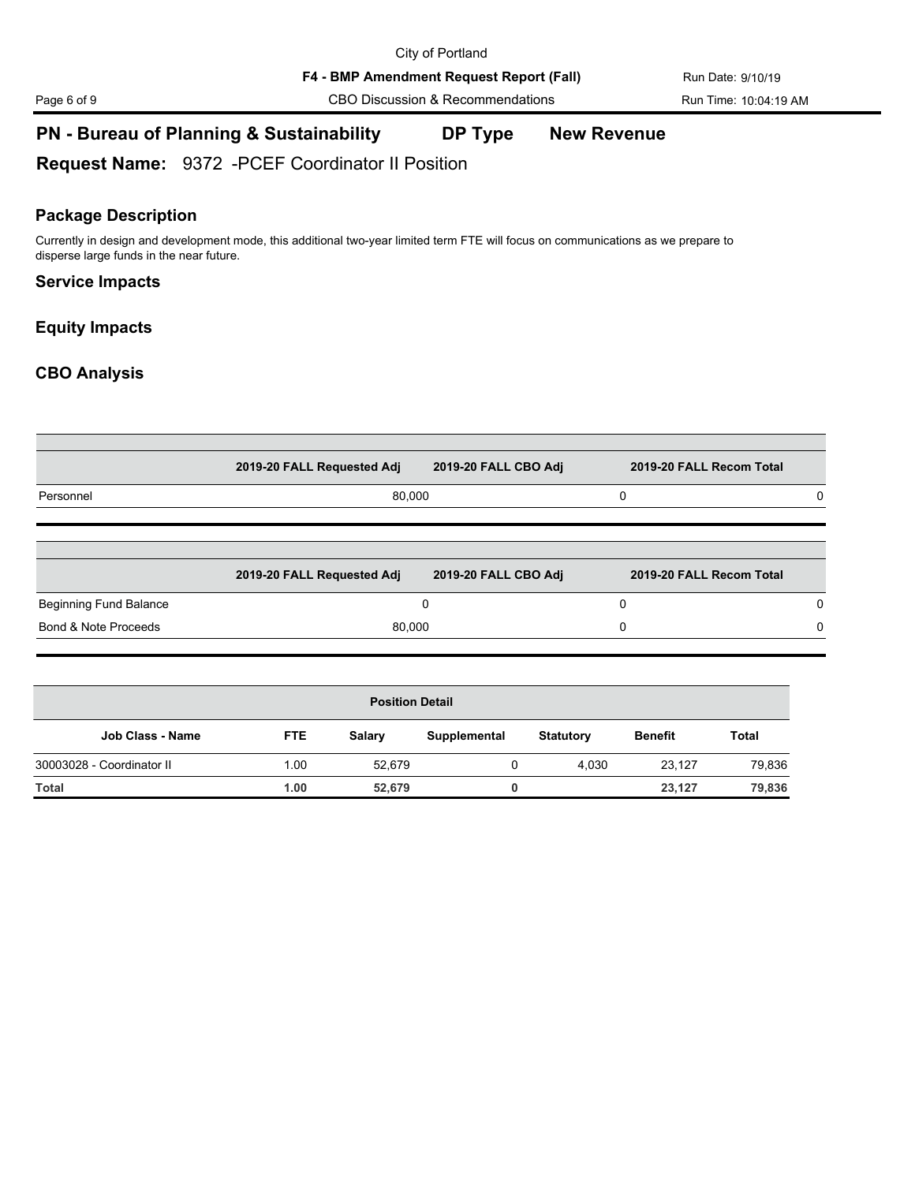## PN - Bureau of Planning & Sustainability DP Type New Revenue

**Request Name:** 9372 -PCEF Coordinator II Position

### Package Description

Currently in design and development mode, this additional two-year limited term FTE will focus on communications as we prepare to disperse large funds in the near future.

### Service Impacts

### Equity Impacts

### CBO Analysis

| | 2019-20 FALL Requested Adj | 2019-20 FALL CBO Adj | 2019-20 FALL Recom Total |
|---|---|---|---|
| Personnel | 80,000 | 0 | 0 |

| | 2019-20 FALL Requested Adj | 2019-20 FALL CBO Adj | 2019-20 FALL Recom Total |
|---|---|---|---|
| Beginning Fund Balance | 0 | 0 | 0 |
| Bond & Note Proceeds | 80,000 | 0 | 0 |

| Position Detail | | | | | | |
|---|---|---|---|---|---|---|
| **Job Class - Name** | **FTE** | **Salary** | **Supplemental** | **Statutory** | **Benefit** | **Total** |
| 30003028 - Coordinator II | 1.00 | 52,679 | 0 | 4,030 | 23,127 | 79,836 |
| **Total** | **1.00** | **52,679** | **0** | | **23,127** | **79,836** |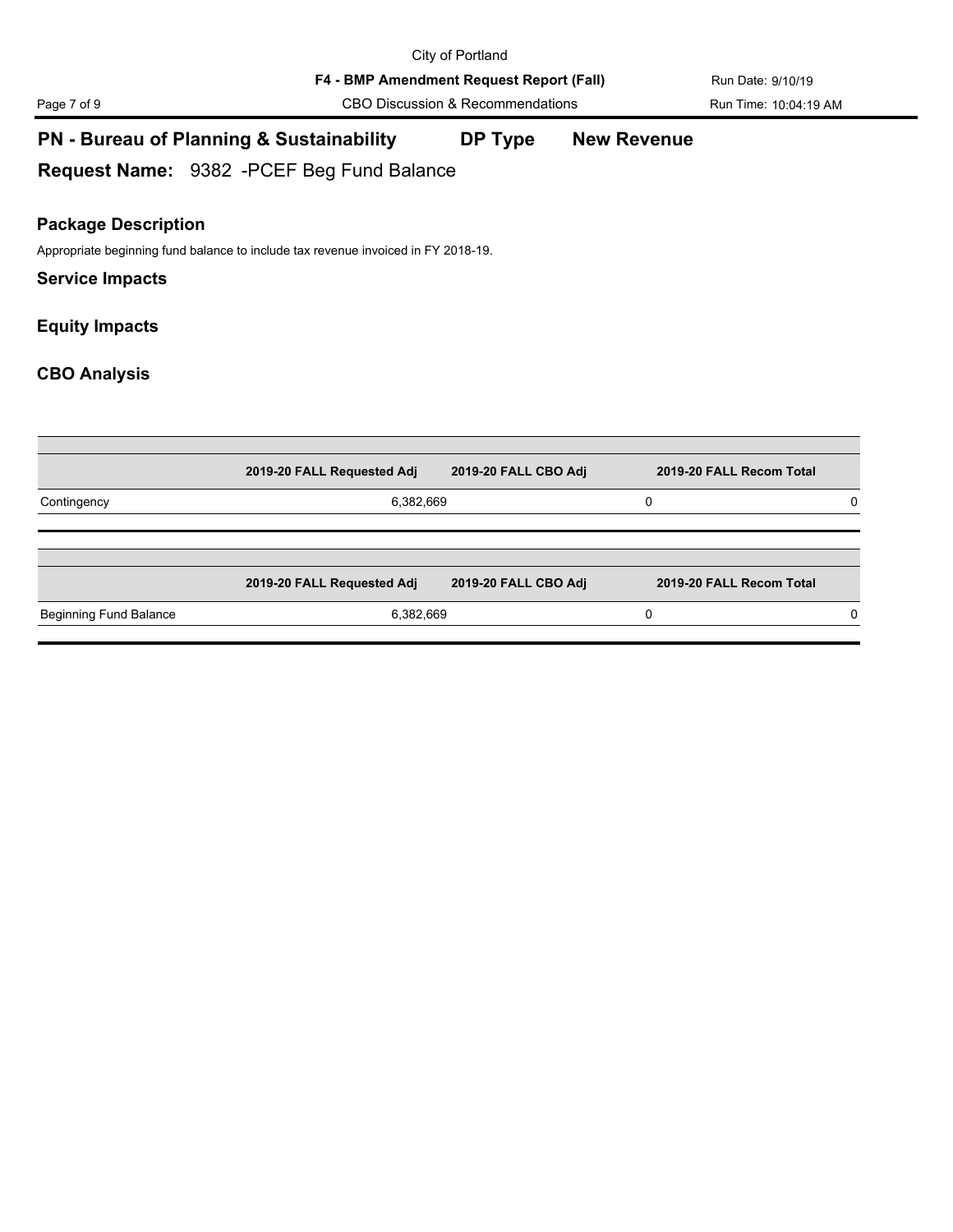## PN - Bureau of Planning & Sustainability DP Type New Revenue

**Request Name:** 9382 -PCEF Beg Fund Balance

### Package Description

Appropriate beginning fund balance to include tax revenue invoiced in FY 2018-19.

### Service Impacts

### Equity Impacts

### CBO Analysis

| | 2019-20 FALL Requested Adj | 2019-20 FALL CBO Adj | 2019-20 FALL Recom Total |
|---|---|---|---|
| Contingency | 6,382,669 | 0 | 0 |

| | 2019-20 FALL Requested Adj | 2019-20 FALL CBO Adj | 2019-20 FALL Recom Total |
|---|---|---|---|
| Beginning Fund Balance | 6,382,669 | 0 | 0 |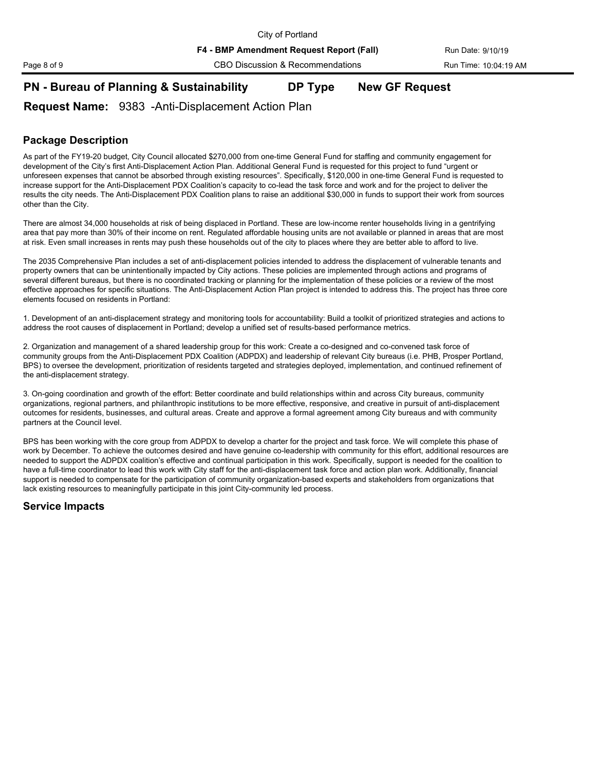## PN - Bureau of Planning & Sustainability DP Type New GF Request

**Request Name:** 9383 -Anti-Displacement Action Plan

### Package Description

As part of the FY19-20 budget, City Council allocated $270,000 from one-time General Fund for staffing and community engagement for development of the City's first Anti-Displacement Action Plan. Additional General Fund is requested for this project to fund "urgent or unforeseen expenses that cannot be absorbed through existing resources". Specifically, $120,000 in one-time General Fund is requested to increase support for the Anti-Displacement PDX Coalition's capacity to co-lead the task force and work and for the project to deliver the results the city needs. The Anti-Displacement PDX Coalition plans to raise an additional $30,000 in funds to support their work from sources other than the City.

There are almost 34,000 households at risk of being displaced in Portland. These are low-income renter households living in a gentrifying area that pay more than 30% of their income on rent. Regulated affordable housing units are not available or planned in areas that are most at risk. Even small increases in rents may push these households out of the city to places where they are better able to afford to live.

The 2035 Comprehensive Plan includes a set of anti-displacement policies intended to address the displacement of vulnerable tenants and property owners that can be unintentionally impacted by City actions. These policies are implemented through actions and programs of several different bureaus, but there is no coordinated tracking or planning for the implementation of these policies or a review of the most effective approaches for specific situations. The Anti-Displacement Action Plan project is intended to address this. The project has three core elements focused on residents in Portland:

1. Development of an anti-displacement strategy and monitoring tools for accountability: Build a toolkit of prioritized strategies and actions to address the root causes of displacement in Portland; develop a unified set of results-based performance metrics.

2. Organization and management of a shared leadership group for this work: Create a co-designed and co-convened task force of community groups from the Anti-Displacement PDX Coalition (ADPDX) and leadership of relevant City bureaus (i.e. PHB, Prosper Portland, BPS) to oversee the development, prioritization of residents targeted and strategies deployed, implementation, and continued refinement of the anti-displacement strategy.

3. On-going coordination and growth of the effort: Better coordinate and build relationships within and across City bureaus, community organizations, regional partners, and philanthropic institutions to be more effective, responsive, and creative in pursuit of anti-displacement outcomes for residents, businesses, and cultural areas. Create and approve a formal agreement among City bureaus and with community partners at the Council level.

BPS has been working with the core group from ADPDX to develop a charter for the project and task force. We will complete this phase of work by December. To achieve the outcomes desired and have genuine co-leadership with community for this effort, additional resources are needed to support the ADPDX coalition's effective and continual participation in this work. Specifically, support is needed for the coalition to have a full-time coordinator to lead this work with City staff for the anti-displacement task force and action plan work. Additionally, financial support is needed to compensate for the participation of community organization-based experts and stakeholders from organizations that lack existing resources to meaningfully participate in this joint City-community led process.

### Service Impacts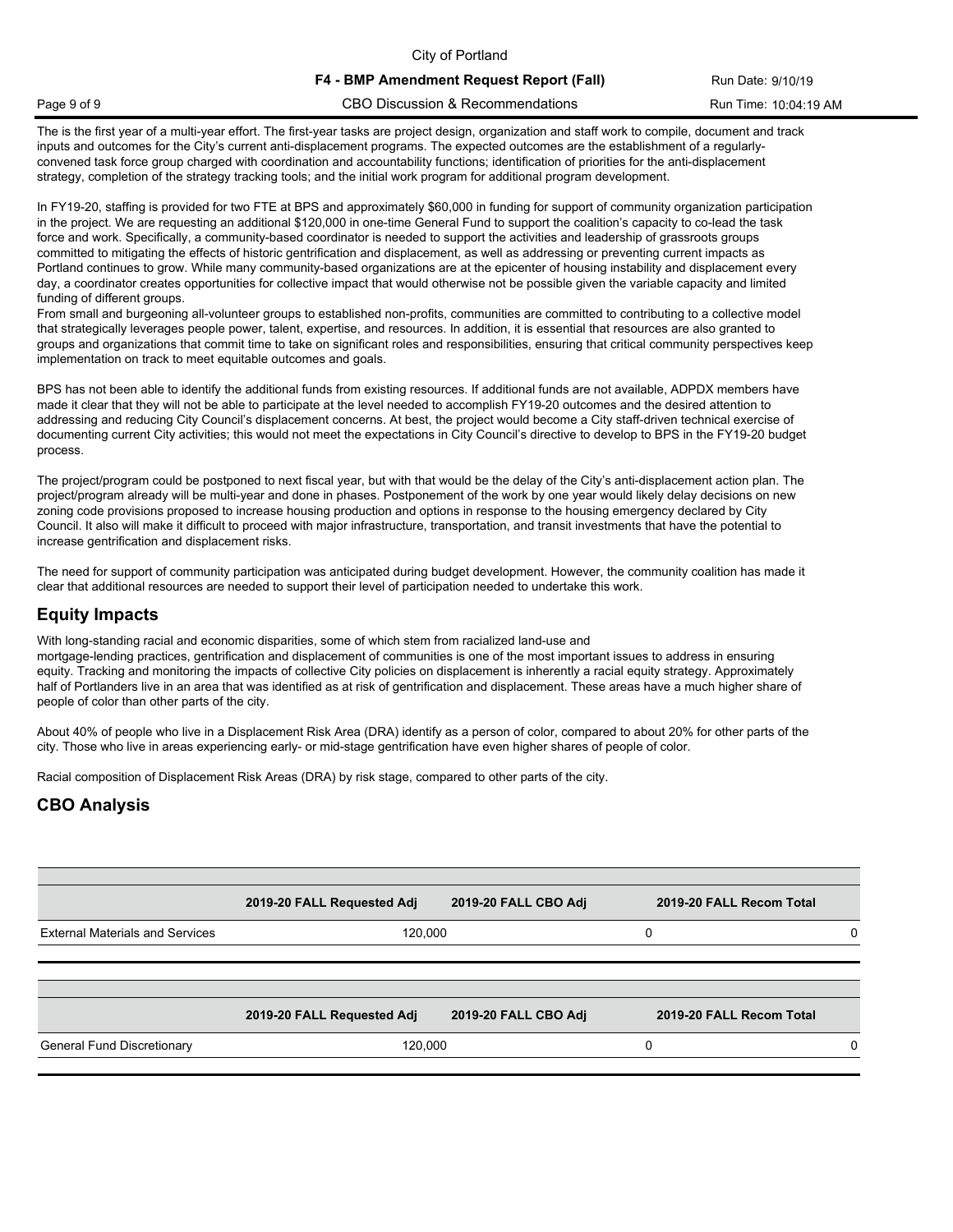The is the first year of a multi-year effort. The first-year tasks are project design, organization and staff work to compile, document and track inputs and outcomes for the City's current anti-displacement programs. The expected outcomes are the establishment of a regularly-convened task force group charged with coordination and accountability functions; identification of priorities for the anti-displacement strategy, completion of the strategy tracking tools; and the initial work program for additional program development.

In FY19-20, staffing is provided for two FTE at BPS and approximately $60,000 in funding for support of community organization participation in the project. We are requesting an additional $120,000 in one-time General Fund to support the coalition's capacity to co-lead the task force and work. Specifically, a community-based coordinator is needed to support the activities and leadership of grassroots groups committed to mitigating the effects of historic gentrification and displacement, as well as addressing or preventing current impacts as Portland continues to grow. While many community-based organizations are at the epicenter of housing instability and displacement every day, a coordinator creates opportunities for collective impact that would otherwise not be possible given the variable capacity and limited funding of different groups.
From small and burgeoning all-volunteer groups to established non-profits, communities are committed to contributing to a collective model that strategically leverages people power, talent, expertise, and resources. In addition, it is essential that resources are also granted to groups and organizations that commit time to take on significant roles and responsibilities, ensuring that critical community perspectives keep implementation on track to meet equitable outcomes and goals.

BPS has not been able to identify the additional funds from existing resources. If additional funds are not available, ADPDX members have made it clear that they will not be able to participate at the level needed to accomplish FY19-20 outcomes and the desired attention to addressing and reducing City Council's displacement concerns. At best, the project would become a City staff-driven technical exercise of documenting current City activities; this would not meet the expectations in City Council's directive to develop to BPS in the FY19-20 budget process.

The project/program could be postponed to next fiscal year, but with that would be the delay of the City's anti-displacement action plan. The project/program already will be multi-year and done in phases. Postponement of the work by one year would likely delay decisions on new zoning code provisions proposed to increase housing production and options in response to the housing emergency declared by City Council. It also will make it difficult to proceed with major infrastructure, transportation, and transit investments that have the potential to increase gentrification and displacement risks.

The need for support of community participation was anticipated during budget development. However, the community coalition has made it clear that additional resources are needed to support their level of participation needed to undertake this work.

## Equity Impacts

With long-standing racial and economic disparities, some of which stem from racialized land-use and mortgage-lending practices, gentrification and displacement of communities is one of the most important issues to address in ensuring equity. Tracking and monitoring the impacts of collective City policies on displacement is inherently a racial equity strategy. Approximately half of Portlanders live in an area that was identified as at risk of gentrification and displacement. These areas have a much higher share of people of color than other parts of the city.

About 40% of people who live in a Displacement Risk Area (DRA) identify as a person of color, compared to about 20% for other parts of the city. Those who live in areas experiencing early- or mid-stage gentrification have even higher shares of people of color.

Racial composition of Displacement Risk Areas (DRA) by risk stage, compared to other parts of the city.

## CBO Analysis

| | 2019-20 FALL Requested Adj | 2019-20 FALL CBO Adj | 2019-20 FALL Recom Total |
|---|---|---|---|
| External Materials and Services | 120,000 | 0 | 0 |

| | 2019-20 FALL Requested Adj | 2019-20 FALL CBO Adj | 2019-20 FALL Recom Total |
|---|---|---|---|
| General Fund Discretionary | 120,000 | 0 | 0 |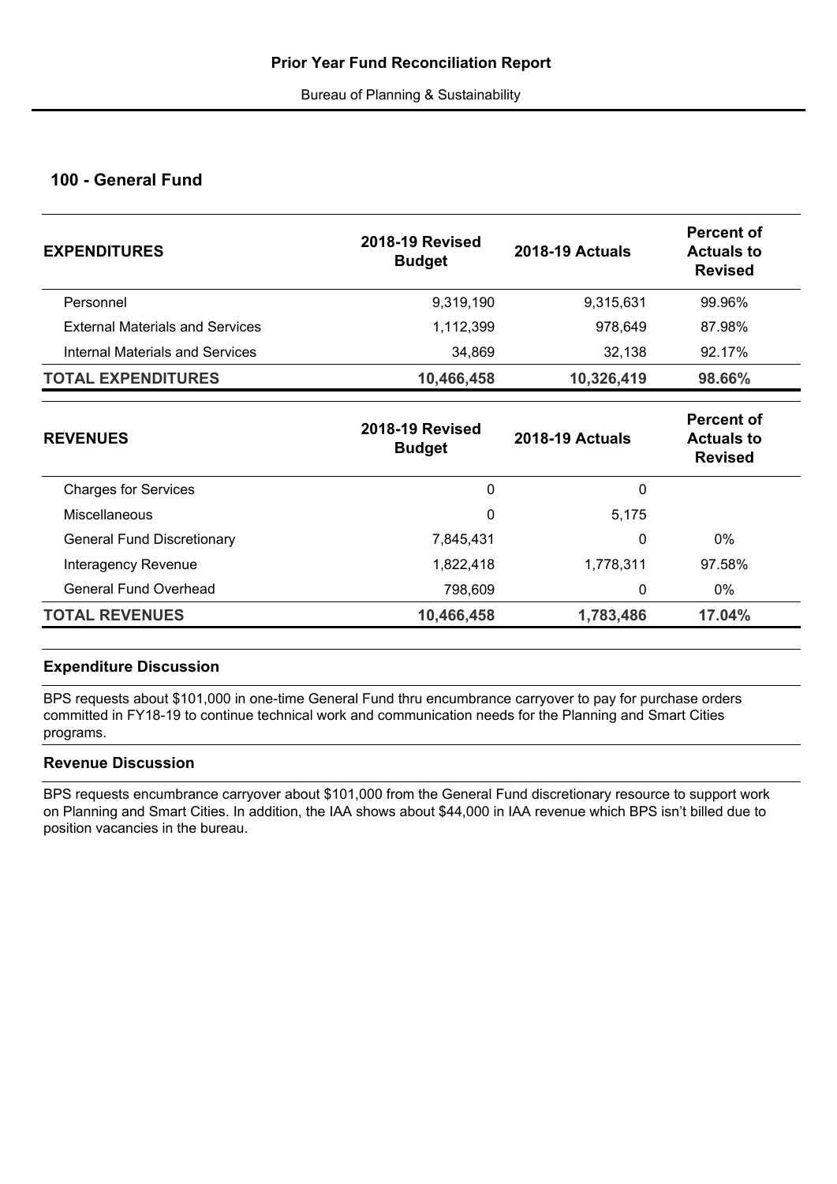**Prior Year Fund Reconciliation Report**

Bureau of Planning & Sustainability

## 100 - General Fund

| EXPENDITURES | 2018-19 Revised Budget | 2018-19 Actuals | Percent of Actuals to Revised |
|---|---|---|---|
| Personnel | 9,319,190 | 9,315,631 | 99.96% |
| External Materials and Services | 1,112,399 | 978,649 | 87.98% |
| Internal Materials and Services | 34,869 | 32,138 | 92.17% |
| **TOTAL EXPENDITURES** | **10,466,458** | **10,326,419** | **98.66%** |

| REVENUES | 2018-19 Revised Budget | 2018-19 Actuals | Percent of Actuals to Revised |
|---|---|---|---|
| Charges for Services | 0 | 0 | |
| Miscellaneous | 0 | 5,175 | |
| General Fund Discretionary | 7,845,431 | 0 | 0% |
| Interagency Revenue | 1,822,418 | 1,778,311 | 97.58% |
| General Fund Overhead | 798,609 | 0 | 0% |
| **TOTAL REVENUES** | **10,466,458** | **1,783,486** | **17.04%** |

### Expenditure Discussion

BPS requests about $101,000 in one-time General Fund thru encumbrance carryover to pay for purchase orders committed in FY18-19 to continue technical work and communication needs for the Planning and Smart Cities programs.

### Revenue Discussion

BPS requests encumbrance carryover about $101,000 from the General Fund discretionary resource to support work on Planning and Smart Cities. In addition, the IAA shows about $44,000 in IAA revenue which BPS isn't billed due to position vacancies in the bureau.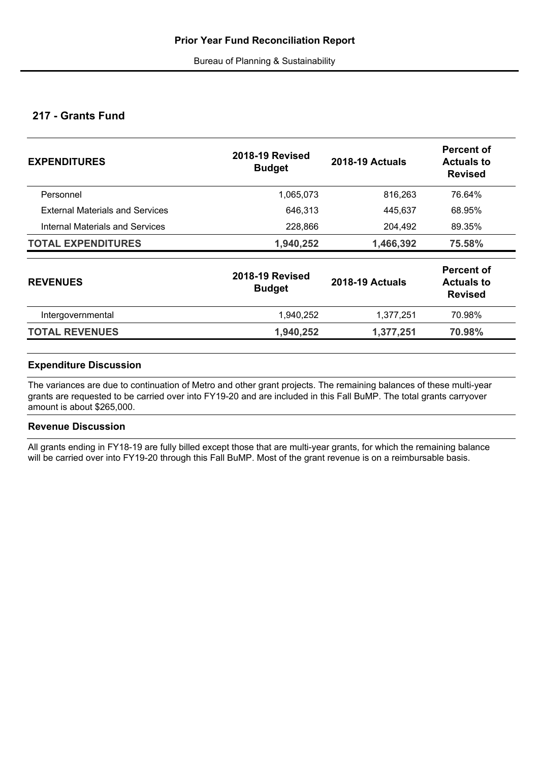# Prior Year Fund Reconciliation Report

Bureau of Planning & Sustainability

## 217 - Grants Fund

| EXPENDITURES | 2018-19 Revised Budget | 2018-19 Actuals | Percent of Actuals to Revised |
|---|---|---|---|
| Personnel | 1,065,073 | 816,263 | 76.64% |
| External Materials and Services | 646,313 | 445,637 | 68.95% |
| Internal Materials and Services | 228,866 | 204,492 | 89.35% |
| **TOTAL EXPENDITURES** | **1,940,252** | **1,466,392** | **75.58%** |

| REVENUES | 2018-19 Revised Budget | 2018-19 Actuals | Percent of Actuals to Revised |
|---|---|---|---|
| Intergovernmental | 1,940,252 | 1,377,251 | 70.98% |
| **TOTAL REVENUES** | **1,940,252** | **1,377,251** | **70.98%** |

### Expenditure Discussion

The variances are due to continuation of Metro and other grant projects. The remaining balances of these multi-year grants are requested to be carried over into FY19-20 and are included in this Fall BuMP. The total grants carryover amount is about $265,000.

### Revenue Discussion

All grants ending in FY18-19 are fully billed except those that are multi-year grants, for which the remaining balance will be carried over into FY19-20 through this Fall BuMP. Most of the grant revenue is on a reimbursable basis.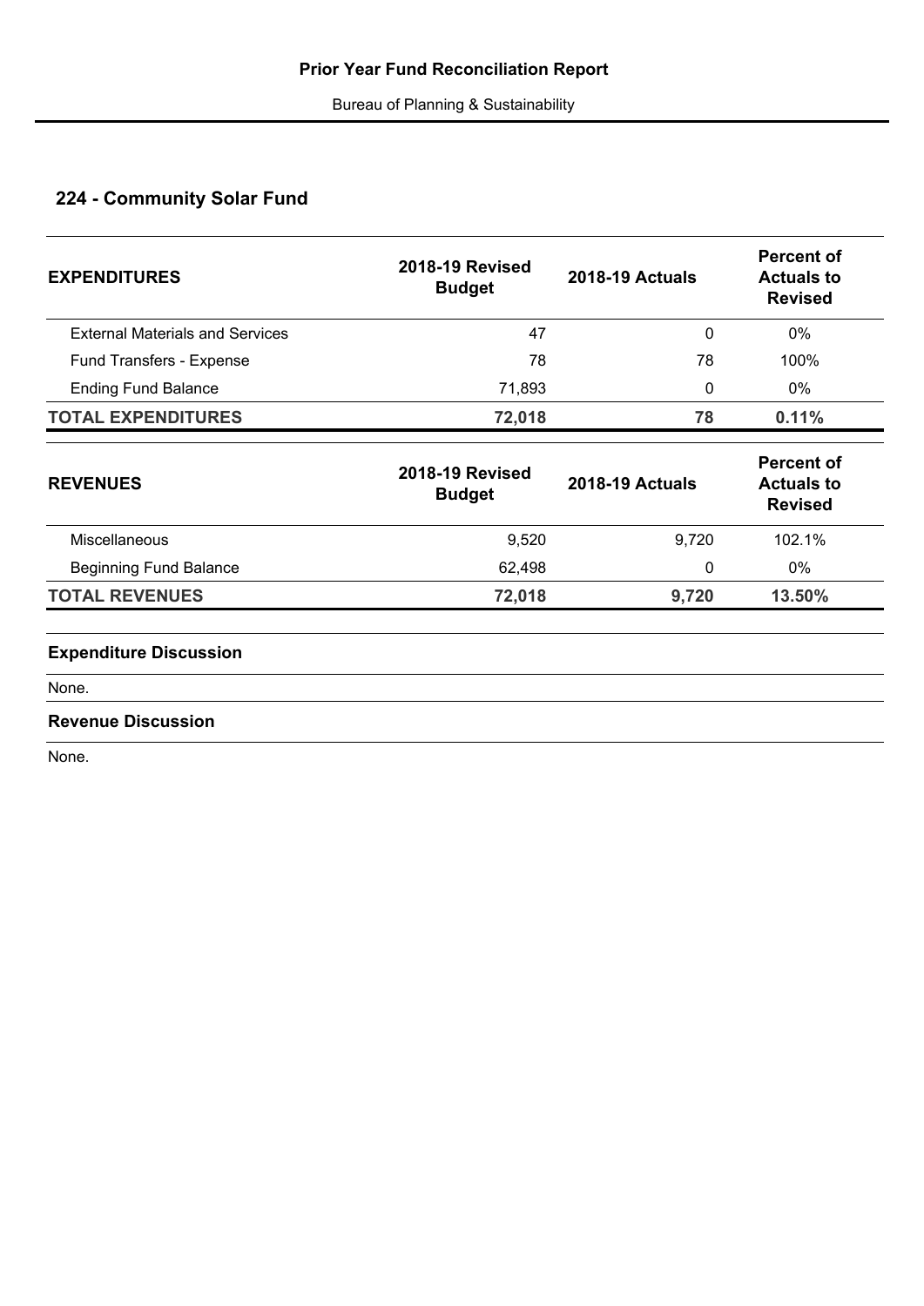# Prior Year Fund Reconciliation Report

Bureau of Planning & Sustainability

## 224 - Community Solar Fund

| EXPENDITURES | 2018-19 Revised Budget | 2018-19 Actuals | Percent of Actuals to Revised |
|---|---|---|---|
| External Materials and Services | 47 | 0 | 0% |
| Fund Transfers - Expense | 78 | 78 | 100% |
| Ending Fund Balance | 71,893 | 0 | 0% |
| **TOTAL EXPENDITURES** | **72,018** | **78** | **0.11%** |

| REVENUES | 2018-19 Revised Budget | 2018-19 Actuals | Percent of Actuals to Revised |
|---|---|---|---|
| Miscellaneous | 9,520 | 9,720 | 102.1% |
| Beginning Fund Balance | 62,498 | 0 | 0% |
| **TOTAL REVENUES** | **72,018** | **9,720** | **13.50%** |

### Expenditure Discussion

None.

### Revenue Discussion

None.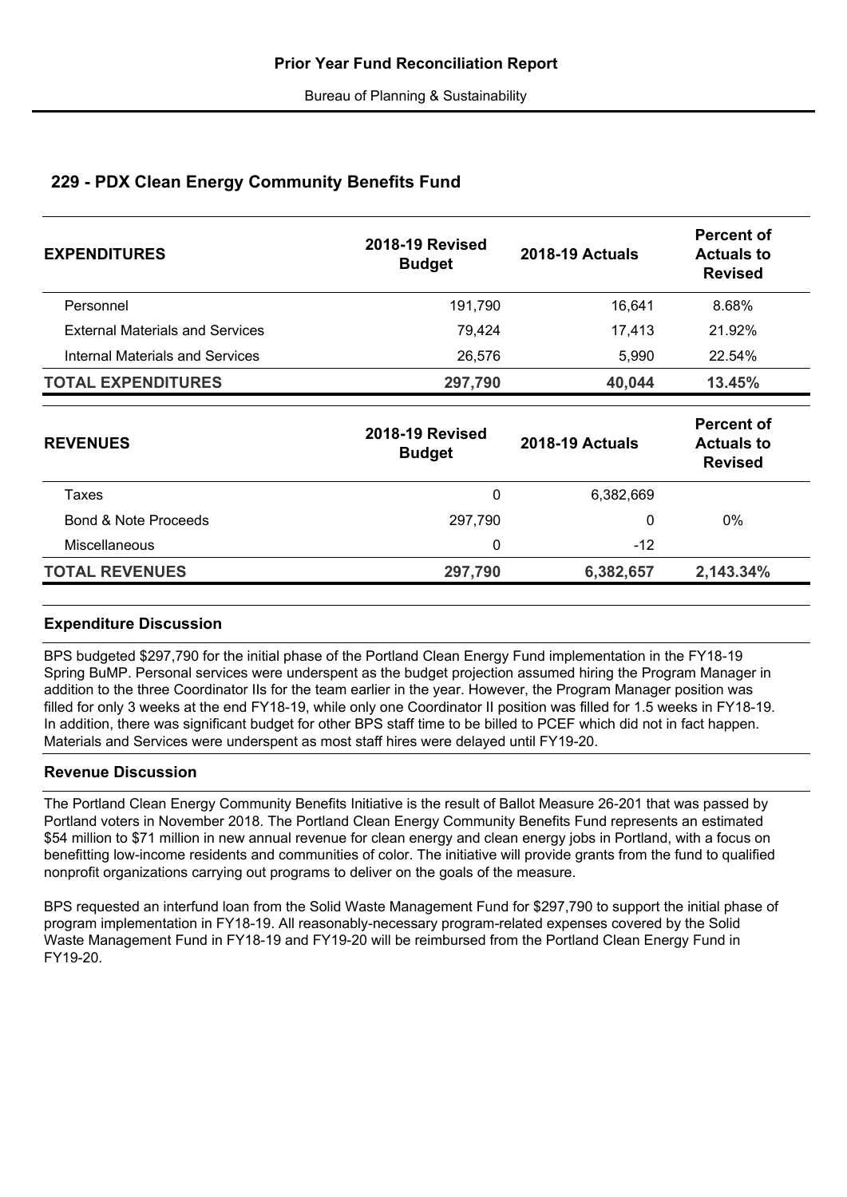# Prior Year Fund Reconciliation Report

Bureau of Planning & Sustainability

## 229 - PDX Clean Energy Community Benefits Fund

| EXPENDITURES | 2018-19 Revised Budget | 2018-19 Actuals | Percent of Actuals to Revised |
|---|---|---|---|
| Personnel | 191,790 | 16,641 | 8.68% |
| External Materials and Services | 79,424 | 17,413 | 21.92% |
| Internal Materials and Services | 26,576 | 5,990 | 22.54% |
| **TOTAL EXPENDITURES** | **297,790** | **40,044** | **13.45%** |

| REVENUES | 2018-19 Revised Budget | 2018-19 Actuals | Percent of Actuals to Revised |
|---|---|---|---|
| Taxes | 0 | 6,382,669 | |
| Bond & Note Proceeds | 297,790 | 0 | 0% |
| Miscellaneous | 0 | -12 | |
| **TOTAL REVENUES** | **297,790** | **6,382,657** | **2,143.34%** |

### Expenditure Discussion

BPS budgeted $297,790 for the initial phase of the Portland Clean Energy Fund implementation in the FY18-19 Spring BuMP. Personal services were underspent as the budget projection assumed hiring the Program Manager in addition to the three Coordinator IIs for the team earlier in the year. However, the Program Manager position was filled for only 3 weeks at the end FY18-19, while only one Coordinator II position was filled for 1.5 weeks in FY18-19. In addition, there was significant budget for other BPS staff time to be billed to PCEF which did not in fact happen. Materials and Services were underspent as most staff hires were delayed until FY19-20.

### Revenue Discussion

The Portland Clean Energy Community Benefits Initiative is the result of Ballot Measure 26-201 that was passed by Portland voters in November 2018. The Portland Clean Energy Community Benefits Fund represents an estimated $54 million to $71 million in new annual revenue for clean energy and clean energy jobs in Portland, with a focus on benefitting low-income residents and communities of color. The initiative will provide grants from the fund to qualified nonprofit organizations carrying out programs to deliver on the goals of the measure.

BPS requested an interfund loan from the Solid Waste Management Fund for $297,790 to support the initial phase of program implementation in FY18-19. All reasonably-necessary program-related expenses covered by the Solid Waste Management Fund in FY18-19 and FY19-20 will be reimbursed from the Portland Clean Energy Fund in FY19-20.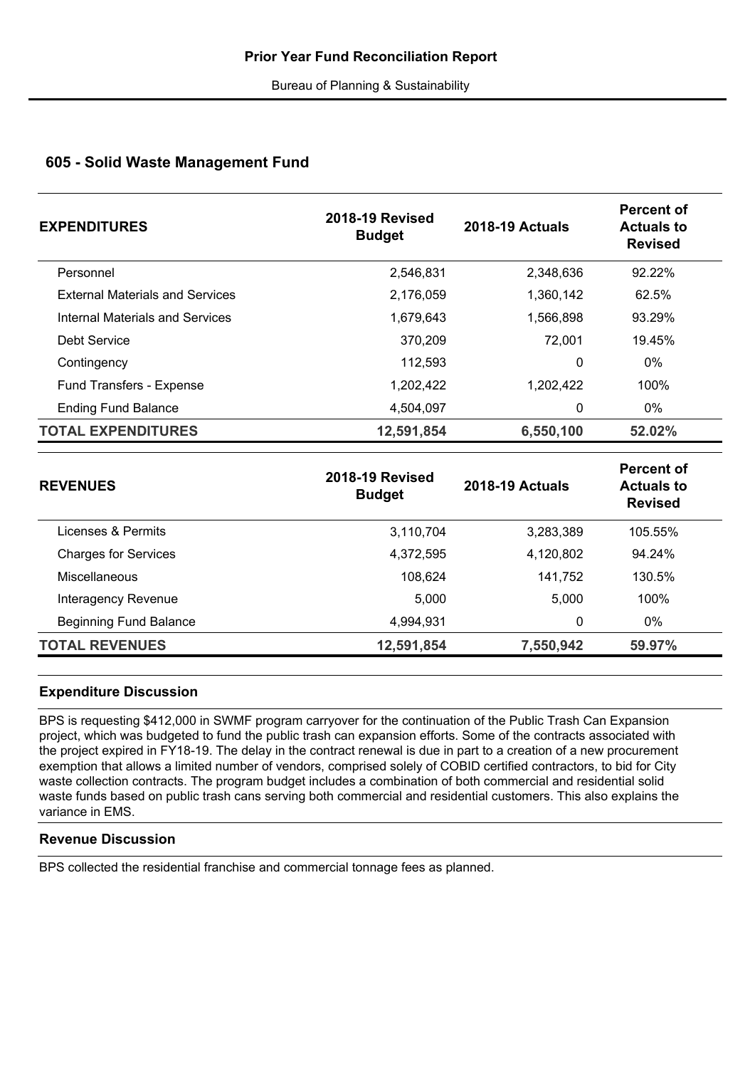# Prior Year Fund Reconciliation Report

Bureau of Planning & Sustainability

## 605 - Solid Waste Management Fund

| EXPENDITURES | 2018-19 Revised Budget | 2018-19 Actuals | Percent of Actuals to Revised |
|---|---|---|---|
| Personnel | 2,546,831 | 2,348,636 | 92.22% |
| External Materials and Services | 2,176,059 | 1,360,142 | 62.5% |
| Internal Materials and Services | 1,679,643 | 1,566,898 | 93.29% |
| Debt Service | 370,209 | 72,001 | 19.45% |
| Contingency | 112,593 | 0 | 0% |
| Fund Transfers - Expense | 1,202,422 | 1,202,422 | 100% |
| Ending Fund Balance | 4,504,097 | 0 | 0% |
| **TOTAL EXPENDITURES** | **12,591,854** | **6,550,100** | **52.02%** |

| REVENUES | 2018-19 Revised Budget | 2018-19 Actuals | Percent of Actuals to Revised |
|---|---|---|---|
| Licenses & Permits | 3,110,704 | 3,283,389 | 105.55% |
| Charges for Services | 4,372,595 | 4,120,802 | 94.24% |
| Miscellaneous | 108,624 | 141,752 | 130.5% |
| Interagency Revenue | 5,000 | 5,000 | 100% |
| Beginning Fund Balance | 4,994,931 | 0 | 0% |
| **TOTAL REVENUES** | **12,591,854** | **7,550,942** | **59.97%** |

### Expenditure Discussion

BPS is requesting $412,000 in SWMF program carryover for the continuation of the Public Trash Can Expansion project, which was budgeted to fund the public trash can expansion efforts. Some of the contracts associated with the project expired in FY18-19. The delay in the contract renewal is due in part to a creation of a new procurement exemption that allows a limited number of vendors, comprised solely of COBID certified contractors, to bid for City waste collection contracts. The program budget includes a combination of both commercial and residential solid waste funds based on public trash cans serving both commercial and residential customers. This also explains the variance in EMS.

### Revenue Discussion

BPS collected the residential franchise and commercial tonnage fees as planned.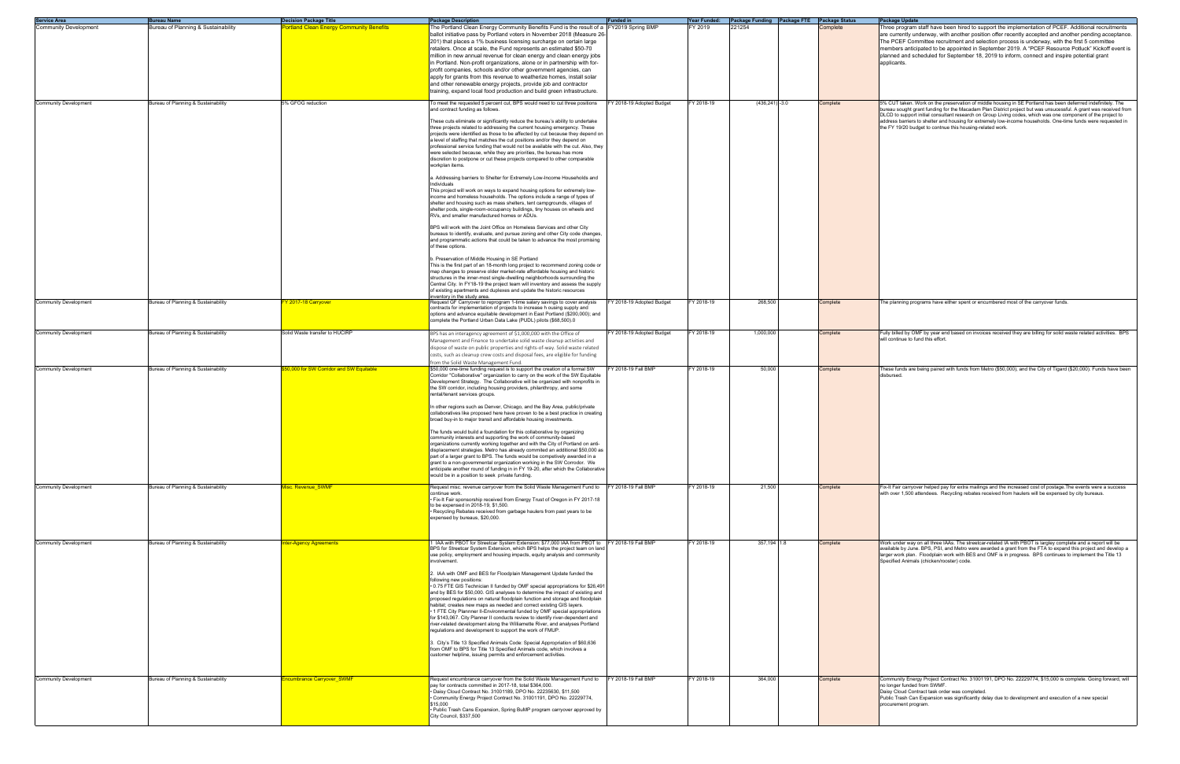| Service Area | Bureau Name | Decision Package Title | Package Description | Funded in | Year Funded: | Package Funding | Package FTE | Package Status | Package Update |
|---|---|---|---|---|---|---|---|---|---|
| Community Development | Bureau of Planning & Sustainability | Portland Clean Energy Community Benefits | The Portland Clean Energy Community Benefits Fund is the result of a ballot initiative pass by Portland voters in November 2018 (Measure 26-201) that places a 1% business licensing surcharge on certain large retailers. Once at scale, the Fund represents an estimated $50-70 million in new annual revenue for clean energy and clean energy jobs in Portland. Non-profit organizations, alone or in partnership with for-profit companies, schools and/or other government agencies, can apply for grants from this revenue to weatherize homes, install solar and other renewable energy projects, provide job and contractor training, expand local food production and build green infrastructure. | FY2019 Spring BMP | FY 2019 | 221254 | | Complete | Three program staff have been hired to support the implementation of PCEF. Additional recruitments are currently underway, with another position offer recently accepted and another pending acceptance. The PCEF Committee recruitment and selection process is underway, with the first 5 committee members anticipated to be appointed in September 2019. A "PCEF Resource Potluck" Kickoff event is planned and scheduled for September 18, 2019 to inform, connect and inspire potential grant applicants. |
| Community Development | Bureau of Planning & Sustainability | 5% GFOG reduction | To meet the requested 5 percent cut, BPS would need to cut three positions and contract funding as follows.<br><br>These cuts eliminate or significantly reduce the bureau's ability to undertake three projects related to addressing the current housing emergency. These projects were identified as those to be affected by cut because they depend on a level of staffing that matches the cut positions and/or they depend on professional service funding that would not be available with the cut. Also, they were selected because, while they are priorities, the bureau has more discretion to postpone or cut these projects compared to other comparable workplan items.<br><br>a. Addressing barriers to Shelter for Extremely Low-Income Households and Individuals<br>This project will work on ways to expand housing options for extremely low-income and homeless households. The options include a range of types of shelter and housing such as mass shelters, tent campgrounds, villages of shelter pods, single-room-occupancy buildings, tiny houses on wheels and RVs, and smaller manufactured homes or ADUs.<br><br>BPS will work with the Joint Office on Homeless Services and other City bureaus to identify, evaluate, and pursue zoning and other City code changes, and programmatic actions that could be taken to advance the most promising of these options.<br><br>b. Preservation of Middle Housing in SE Portland<br>This is the first part of an 18-month long project to recommend zoning code or map changes to preserve older market-rate affordable housing and historic structures in the inner-most single-dwelling neighborhoods surrounding the Central City. In FY18-19 the project team will inventory and assess the supply of existing apartments and duplexes and update the historic resources inventory in the study area. | FY 2018-19 Adopted Budget | FY 2018-19 | (436,241) | -3.0 | Complete | 5% CUT taken. Work on the preservation of middle housing in SE Portland has been deferred indefinitely. The bureau sought grant funding for the Macadam Plan District project but was unsuccessful. A grant was received from DLCD to support initial consultant research on Group Living codes, which was one component of the project to address barriers to shelter and housing for extremely low-income households. One-time funds were requested in the FY 19/20 budget to contnue this housing-related work. |
| Community Development | Bureau of Planning & Sustainability | FY 2017-18 Carryover | Request GF Carryover to reprogram 1-time salary savings to cover analysis contracts for implementation of projects to increase h ousing supply and options and advance equitable development in East Portland ($200,000); and complete the Portland Urban Data Lake (PUDL) pilots ($68,500).0 | FY 2018-19 Adopted Budget | FY 2018-19 | 268,500 | | Complete | The planning programs have either spent or encumbered most of the carryover funds. |
| Community Development | Bureau of Planning & Sustainability | Solid Waste transfer to HUCIRP | BPS has an interagency agreement of $1,000,000 with the Office of Management and Finance to undertake solid waste cleanup activities and dispose of waste on public properties and rights-of-way. Solid waste related costs, such as cleanup crew costs and disposal fees, are eligible for funding from the Solid Waste Management Fund. | FY 2018-19 Adopted Budget | FY 2018-19 | 1,000,000 | | Complete | Fully billed by OMF by year end based on invoices received they are billing for solid waste related activities. BPS will continue to fund this effort. |
| Community Development | Bureau of Planning & Sustainability | $50,000 for SW Corridor and SW Equitable | $50,000 one-time funding request is to support the creation of a formal SW Corridor "Collaborative" organization to carry on the work of the SW Equitable Development Strategy. The Collaborative will be organized with nonprofits in the SW corridor, including housing providers, philanthropy, and some rental/tenant services groups.<br><br>In other regions such as Denver, Chicago, and the Bay Area, public/private collaboratives like proposed here have proven to be a best practice in creating broad buy-in to major transit and affordable housing investments.<br><br>The funds would build a foundation for this collaborative by organizing community interests and supporting the work of community-based organizations currently working together and with the City of Portland on anti-displacement strategies. Metro has already commited an additional $50,000 as part of a larger grant to BPS. The funds would be competitively awarded in a grant to a non-governmental organization working in the SW Corrodor. We anticipate another round of funding in in FY 19-20, after which the Collaborative would be in a position to seek private funding. | FY 2018-19 Fall BMP | FY 2018-19 | 50,000 | | Complete | These funds are being paired with funds from Metro ($50,000), and the City of Tigard ($20,000). Funds have been disbursed. |
| Community Development | Bureau of Planning & Sustainability | Misc. Revenue_SWMF | Request misc. revenue carryover from the Solid Waste Management Fund to continue work.<br>• Fix-It Fair sponsorship received from Energy Trust of Oregon in FY 2017-18 to be expensed in 2018-19, $1,500.<br>• Recycling Rebates received from garbage haulers from past years to be expensed by bureaus, $20,000. | FY 2018-19 Fall BMP | FY 2018-19 | 21,500 | | Complete | Fix-It Fair carryover helped pay for extra mailings and the increased cost of postage.The events were a success with over 1,500 attendees. Recycling rebates received from haulers will be expensed by city bureaus. |
| Community Development | Bureau of Planning & Sustainability | Inter-Agency Agreements | 1. IAA with PBOT for Streetcar System Extension: $77,000 IAA from PBOT to BPS for Streetcar System Extension, which BPS helps the project team on land use policy, employment and housing impacts, equity analysis and community involvement.<br><br>2. IAA with OMF and BES for Floodplain Management Update funded the following new positions.<br>• 0.75 FTE GIS Technician II funded by OMF special appropriations for $26,491 and by BES for $50,000. GIS analyses to determine the impact of existing and proposed regulations on natural floodplain function and storage and floodplain habitat; creates new maps as needed and correct existing GIS layers.<br>• 1 FTE City Plannner II-Environmental funded by OMF special appropriations for $143,067. City Planner II conducts review to identify river-dependent and river-related development along the Williamette River, and analyses Portland regulations and development to support the work of FMUP.<br><br>3. City's Title 13 Specified Animals Code: Special Appropriation of $60,636 from OMF to BPS for Title 13 Specified Animals code, which involves a customer helpline, issuing permits and enforcement activities. | FY 2018-19 Fall BMP | FY 2018-19 | 357,194 | 1.8 | Complete | Work under way on all three IAAs. The streetcar-related IA with PBOT is largley complete and a report will be available by June. BPS, PSI, and Metro were awarded a grant from the FTA to expand this project and develop a larger work plan. Floodplain work with BES and OMF is in progress. BPS continues to implement the Title 13 Specified Animals (chicken/rooster) code. |
| Community Development | Bureau of Planning & Sustainability | Encumbrance Carryover_SWMF | Request encumbrance carryover from the Solid Waste Management Fund to pay for contracts committed in 2017-18, total $364,000.<br>• Daisy Cloud Contract No. 31001189, DPO No. 22235630, $11,500<br>• Community Energy Project Contract No. 31001191, DPO No. 22229774, $15,000<br>• Public Trash Cans Expansion, Spring BuMP program carryover approved by City Council, $337,500 | FY 2018-19 Fall BMP | FY 2018-19 | 364,000 | | Complete | Community Energy Project Contract No. 31001191, DPO No. 22229774, $15,000 is complete. Going forward, will no longer funded from SWMF.<br>Daisy Cloud Contract task order was completed.<br>Public Trash Can Expansion was significantly delay due to development and execution of a new special procurement program. |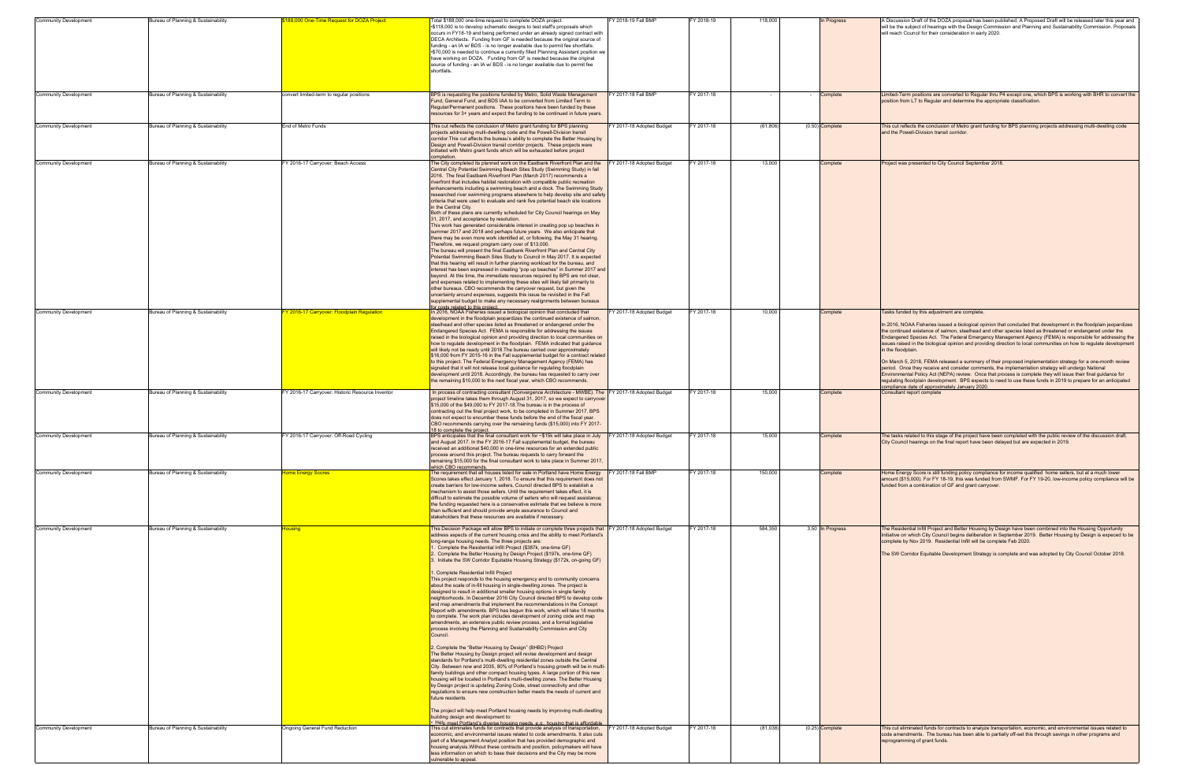| Community Development | Bureau of Planning & Sustainability | $188,000 One-Time Request for DOZA Project | Total $188,000 one-time request to complete DOZA project<br>•$118,000 is to develop schematic designs to test staff's proposals which occurs in FY18-19 and being performed under an already signed contract with DECA Architects. Funding from GF is needed because the original source of funding - an IA w/ BDS - is no longer available due to permit fee shortfalls.<br>•$70,000 is needed to continue a currently filled Planning Assistant position we have working on DOZA. Funding from GF is needed because the original source of funding - an IA w/ BDS - is no longer available due to permit fee shortfalls. | FY 2018-19 Fall BMP | FY 2018-19 | 118,000 | | In Progress | A Discussion Draft of the DOZA proposal has been published. A Proposed Draft will be released later this year and will be the subject of hearings with the Design Commission and Planning and Sustainability Commission. Proposals will reach Council for their consideration in early 2020. |
|---|---|---|---|---|---|---|---|---|---|
| Community Development | Bureau of Planning & Sustainability | convert limited-term to regular positions | BPS is requesting the positions funded by Metro, Solid Waste Management Fund, General Fund, and BDS IAA to be converted from Limited Term to Regular/Permanent positions. These positions have been funded by these resources for 3+ years and expect the funding to be continued in future years. | FY 2017-18 Fall BMP | FY 2017-18 | - | - | Complete | Limited-Term positions are converted to Regular thru P4 except one, which BPS is working with BHR to convert the position from LT to Regular and determine the appropriate classification. |
| Community Development | Bureau of Planning & Sustainability | End of Metro Funds | This cut reflects the conclusion of Metro grant funding for BPS planning projects addressing multi-dwelling code and the Powell-Division transit corridor.This cut affects the bureau's ability to complete the Better Housing by Design and Powell-Division transit corridor projects. These projects were initiated with Metro grant funds which will be exhausted before project completion. | FY 2017-18 Adopted Budget | FY 2017-18 | (61,806) | (0.50) | Complete | This cut reflects the conclusion of Metro grant funding for BPS planning projects addressing multi-dwelling code and the Powell-Division transit corridor. |
| Community Development | Bureau of Planning & Sustainability | FY 2016-17 Carryover: Beach Access | The City completed its planned work on the Eastbank Riverfront Plan and the Central City Potential Swimming Beach Sites Study (Swimming Study) in fall 2016. The final Eastbank Riverfront Plan (March 2017) recommends a riverfront that includes habitat restoration with compatible public recreation enhancements including a swimming beach and a dock. The Swimming Study researched river swimming programs elsewhere to help develop site and safety criteria that were used to evaluate and rank five potential beach site locations in the Central City.<br>Both of these plans are currently scheduled for City Council hearings on May 31, 2017, and acceptance by resolution.<br>This work has generated considerable interest in creating pop up beaches in summer 2017 and 2018 and perhaps future years. We also anticipate that there may be even more work identified at, or following, the May 31 hearing. Therefore, we request program carry over of $13,000.<br>The bureau will present the final Eastbank Riverfront Plan and Central City Potential Swimming Beach Sites Study to Council in May 2017. It is expected that this hearing will result in further planning workload for the bureau, and interest has been expressed in creating "pop up beaches" in Summer 2017 and beyond. At this time, the immediate resources required by BPS are not clear, and expenses related to implementing these sites will likely fall primarily to other bureaus. CBO recommends the carryover request, but given the uncertainty around expenses, suggests this issue be revisited in the Fall supplemental budget to make any necessary realignments between bureaus for costs related to this project. | FY 2017-18 Adopted Budget | FY 2017-18 | 13,000 | | Complete | Project was presented to City Council September 2018. |
| Community Development | Bureau of Planning & Sustainability | FY 2016-17 Carryover: Floodplain Regulation | In 2016, NOAA Fisheries issued a biological opinion that concluded that development in the floodplain jeopardizes the continued existence of salmon, steelhead and other species listed as threatened or endangered under the Endangered Species Act. FEMA is responsible for addressing the issues raised in the biological opinion and providing direction to local communities on how to regulate development in the floodplain. FEMA indicated that guidance will likely not be ready until 2018.The bureau carried over approximately $16,000 from FY 2015-16 in the Fall supplemental budget for a contract related to this project. The Federal Emergency Management Agency (FEMA) has signaled that it will not release local guidance for regulating floodplain development until 2018. Accordingly, the bureau has requested to carry over the remaining $10,000 to the next fiscal year, which CBO recommends. | FY 2017-18 Adopted Budget | FY 2017-18 | 10,000 | | Complete | Tasks funded by this adjustment are complete.<br><br>In 2016, NOAA Fisheries issued a biological opinion that concluded that development in the floodplain jeopardizes the continued existence of salmon, steelhead and other species listed as threatened or endangered under the Endangered Species Act. The Federal Emergency Management Agency (FEMA) is responsible for addressing the issues raised in the biological opinion and providing direction to local communities on how to regulate development in the floodplain.<br><br>On March 5, 2018, FEMA released a summary of their proposed implementation strategy for a one-month review period. Once they receive and consider comments, the implementation strategy will undergo National Environmental Policy Act (NEPA) review. Once that process is complete they will issue their final guidance for regulating floodplain development. BPS expects to need to use these funds in 2019 to prepare for an anticipated compliance date of approximately January 2020. |
| Community Development | Bureau of Planning & Sustainability | FY 2016-17 Carryover: Historic Resource Inventor | In process of contracting consultant (Convergence Architecture - MWBE). The project timeline takes them through August 31, 2017, so we expect to carryover $15,000 of the $49,000 to FY 2017-18.The bureau is in the process of contracting out the final project work, to be completed in Summer 2017. BPS does not expect to encumber these funds before the end of the fiscal year. CBO recommends carrying over the remaining funds ($15,000) into FY 2017-18 to complete the project. | FY 2017-18 Adopted Budget | FY 2017-18 | 15,000 | | Complete | Consultant report complete |
| Community Development | Bureau of Planning & Sustainability | FY 2016-17 Carryover: Off-Road Cycling | BPS anticipates that the final consultant work for ~$15k will take place in July and August 2017. In the FY 2016-17 Fall supplemental budget, the bureau received an additional $40,000 in one-time resources for an extended public process around this project. The bureau requests to carry forward the remaining $15,000 for the final consultant work to take place in Summer 2017, which CBO recommends. | FY 2017-18 Adopted Budget | FY 2017-18 | 15,000 | | Complete | The tasks related to this stage of the project have been completed with the public review of the discussion draft. City Council hearings on the final report have been delayed but are expected in 2019. |
| Community Development | Bureau of Planning & Sustainability | Home Energy Scores | The requirement that all houses listed for sale in Portland have Home Energy Scores takes effect January 1, 2018. To ensure that this requirement does not create barriers for low-income sellers, Council directed BPS to establish a mechanism to assist those sellers. Until the requirement takes effect, it is difficult to estimate the possible volume of sellers who will request assistance; the funding requested here is a conservative estimate that we believe is more than sufficient and should provide ample assurance to Council and stakeholders that these resources are available if necessary. | FY 2017-18 Fall BMP | FY 2017-18 | 150,000 | | Complete | Home Energy Score is still funding policy compliance for income qualified home sellers, but at a much lower amount ($15,000). For FY 18-19, this was funded from SWMF. For FY 19-20, low-income policy compliance will be funded from a combination of GF and grant carryover. |
| Community Development | Bureau of Planning & Sustainability | Housing | This Decision Package will allow BPS to initiate or complete three projects that address aspects of the current housing crisis and the ability to meet Portland's long-range housing needs. The three projects are:<br>1. Complete the Residential Infill Project ($387k, one-time GF)<br>2. Complete the Better Housing by Design Project ($197k, one-time GF)<br>3. Initiate the SW Corridor Equitable Housing Strategy ($172k, on-going GF)<br><br>1. Complete Residential Infill Project<br>This project responds to the housing emergency and to community concerns about the scale of in-fill housing in single-dwelling zones. The project is designed to result in additional smaller housing options in single family neighborhoods. In December 2016 City Council directed BPS to develop code and map amendments that implement the recommendations in the Concept Report with amendments. BPS has begun this work, which will take 18 months to complete. The work plan includes development of zoning code and map amendments, an extensive public review process, and a formal legislative process involving the Planning and Sustainability Commission and City Council.<br><br>2. Complete the "Better Housing by Design" (BHBD) Project<br>The Better Housing by Design project will revise development and design standards for Portland's multi-dwelling residential zones outside the Central City. Between now and 2035, 80% of Portland's housing growth will be in multi-family buildings and other compact housing types. A large portion of this new housing will be located in Portland's multi-dwelling zones. The Better Housing by Design project is updating Zoning Code, street connectivity and other regulations to ensure new construction better meets the needs of current and future residents.<br><br>The project will help meet Portland housing needs by improving multi-dwelling building design and development to:<br>* Help meet Portland's diverse housing needs, e.g., housing that is affordable | FY 2017-18 Adopted Budget | FY 2017-18 | 584,350 | 3.50 | In Progress | The Residential Infill Project and Better Housing by Design have been combined into the Housing Opportunity Initiative on which City Council begins deliberation in September 2019. Better Housing by Design is expected to be complete by Nov 2019. Residential Infill will be complete Feb 2020.<br><br>The SW Corridor Equitable Development Strategy is complete and was adopted by City Council October 2018. |
| Community Development | Bureau of Planning & Sustainability | Ongoing General Fund Reduction | This cut eliminates funds for contracts that provide analysis of transportation, economic, and environmental issues related to code amendments. It also cuts part of a Management Analyst position that has provided demographic and housing analysis.Without these contracts and position, policymakers will have less information on which to base their decisions and the City may be more vulnerable to appeal. | FY 2017-18 Adopted Budget | FY 2017-18 | (81,038) | (0.25) | Complete | This cut eliminated funds for contracts to analyze transportation, economic, and environmental issues related to code amendments. The bureau has been able to partially off-set this through savings in other programs and reprogramming of grant funds. |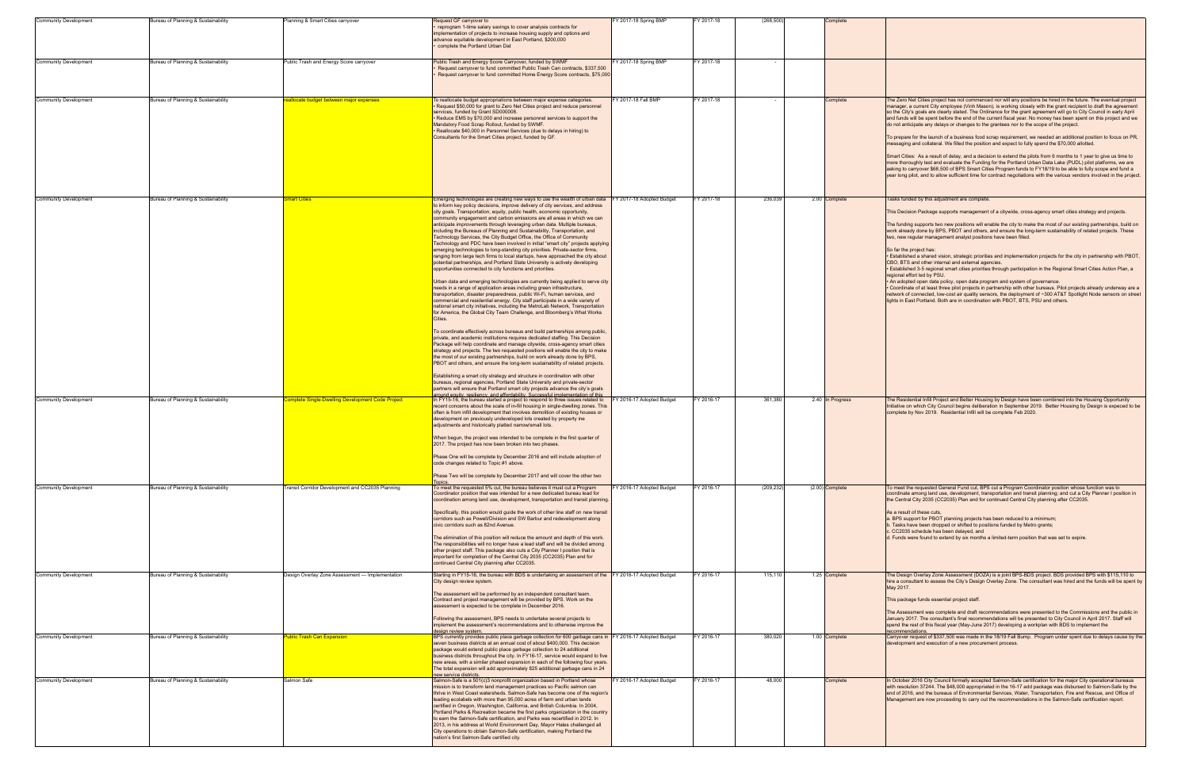| Community Development | Bureau of Planning & Sustainability | Planning & Smart Cities carryover | Request GF carryover to<br>• reprogram 1-time salary savings to cover analysis contracts for implementation of projects to increase housing supply and options and advance equitable development in East Portland, $200,000<br>• complete the Portland Urban Dat | FY 2017-18 Spring BMP | FY 2017-18 | (268,500) | | Complete | |
|---|---|---|---|---|---|---|---|---|---|
| Community Development | Bureau of Planning & Sustainability | Public Trash and Energy Score carryover | Public Trash and Energy Score Carryover, funded by SWMF<br>• Request carryover to fund committed Public Trash Can contracts, $337,500<br>• Request carryover to fund committed Home Energy Score contracts, $75,000 | FY 2017-18 Spring BMP | FY 2017-18 | - | | | |
| Community Development | Bureau of Planning & Sustainability | reallocate budget between major expenses | To reallocate budget appropriations between major expense categories.<br>• Request $50,000 for grant to Zero Net Cities project and reduce personnel services, funded by Grant SD000008.<br>• Reduce EMS by $70,000 and increase personnel services to support the Mandatory Food Scrap Rollout, funded by SWMF.<br>• Reallocate $40,000 in Personnel Services (due to delays in hiring) to Consultants for the Smart Cities project, funded by GF. | FY 2017-18 Fall BMP | FY 2017-18 | - | | Complete | The Zero Net Cities project has not commenced nor will any positions be hired in the future. The eventual project manager, a current City employee (Vinh Mason), is working closely with the grant recipient to draft the agreement so the City's goals are clearly stated. The Ordinance for the grant agreement will go to City Council in early April and funds will be spent before the end of the current fiscal year. No money has been spent on this project and we do not anticipate any delays or changes to the grantees nor to the scope of the project.<br><br>To prepare for the launch of a business food scrap requirement, we needed an additional position to focus on PR, messaging and collateral. We filled the position and expect to fully spend the $70,000 allotted.<br><br>Smart Cities: As a result of delay, and a decision to extend the pilots from 6 months to 1 year to give us time to more thoroughly test and evaluate the Funding for the Portland Urban Data Lake (PUDL) pilot platforms, we are asking to carryover $68,500 of BPS Smart Cities Program funds to FY18/19 to be able to fully scope and fund a year long pilot, and to allow sufficient time for contract negotiations with the various vendors involved in the project. |
| Community Development | Bureau of Planning & Sustainability | Smart Cities | Emerging technologies are creating new ways to use the wealth of urban data to inform key policy decisions, improve delivery of city services, and address city goals. Transportation, equity, public health, economic opportunity, community engagement and carbon emissions are all areas in which we can anticipate improvements through leveraging urban data. Multiple bureaus, including the Bureaus of Planning and Sustainability, Transportation, and Technology Services, the City Budget Office, the Office of Community Technology and PDC have been involved in initial "smart city" projects applying emerging technologies to long-standing city priorities. Private-sector firms, ranging from large tech firms to local startups, have approached the city about potential partnerships, and Portland State University is actively developing opportunities connected to city functions and priorities.<br><br>Urban data and emerging technologies are currently being applied to serve city needs in a range of application areas including green infrastructure, transportation, disaster preparedness, public Wi-Fi, human services, and commercial and residential energy. City staff participate in a wide variety of national smart city initiatives, including the MetroLab Network, Transportation for America, the Global City Team Challenge, and Bloomberg's What Works Cities.<br><br>To coordinate effectively across bureaus and build partnerships among public, private, and academic institutions requires dedicated staffing. This Decision Package will help coordinate and manage citywide, cross-agency smart cities strategy and projects. The two requested positions will enable the city to make the most of our existing partnerships, build on work already done by BPS, PBOT and others, and ensure the long-term sustainability of related projects.<br><br>Establishing a smart city strategy and structure in coordination with other bureaus, regional agencies, Portland State University and private-sector partners will ensure that Portland smart city projects advance the city's goals around equity, resiliency, and affordability. Successful implementation of this | FY 2017-18 Adopted Budget | FY 2017-18 | 236,039 | 2.00 | Complete | Tasks funded by this adjustment are complete.<br><br>This Decision Package supports management of a citywide, cross-agency smart cities strategy and projects.<br><br>The funding supports two new positions will enable the city to make the most of our existing partnerships, build on work already done by BPS, PBOT and others, and ensure the long-term sustainability of related projects. These two, new regular management analyst positions have been filled.<br><br>So far the project has:<br>• Established a shared vision, strategic priorities and implementation projects for the city in partnership with PBOT, CBO, BTS and other internal and external agencies.<br>• Established 3-5 regional smart cities priorities through participation in the Regional Smart Cities Action Plan, a regional effort led by PSU.<br>• An adopted open data policy, open data program and system of governance.<br>• Coordinate of at least three pilot projects in partnership with other bureaus. Pilot projects already underway are a network of connected, low-cost air quality sensors, the deployment of ~300 AT&T Spotlight Node sensors on street lights in East Portland. Both are in coordination with PBOT, BTS, PSU and others. |
| Community Development | Bureau of Planning & Sustainability | Complete Single-Dwelling Development Code Project | In FY15-16, the bureau started a project to respond to three issues related to recent concerns about the scale of in-fill housing in single-dwelling zones. This often is from infill development that involves demolition of existing houses or development on previously undeveloped lots created by property line adjustments and historically platted narrow/small lots.<br><br>When begun, the project was intended to be complete in the first quarter of 2017. The project has now been broken into two phases.<br><br>Phase One will be complete by December 2016 and will include adoption of code changes related to Topic #1 above.<br><br>Phase Two will be complete by December 2017 and will cover the other two Topics. | FY 2016-17 Adopted Budget | FY 2016-17 | 361,380 | 2.40 | In Progress | The Residential Infill Project and Better Housing by Design have been combined into the Housing Opportunity Initiative on which City Council begins deliberation in September 2019. Better Housing by Design is expeced to be complete by Nov 2019. Residential Infill will be complete Feb 2020. |
| Community Development | Bureau of Planning & Sustainability | Transit Corridor Development and CC2035 Planning | To meet the requested 5% cut, the bureau believes it must cut a Program Coordinator position that was intended for a new dedicated bureau lead for coordination among land use, development, transportation and transit planning.<br><br>Specifically, this position would guide the work of other line staff on new transit corridors such as Powell/Division and SW Barbur and redevelopment along civic corridors such as 82nd Avenue.<br><br>The elimination of this position will reduce the amount and depth of this work. The responsibilities will no longer have a lead staff and will be divided among other project staff. This package also cuts a City Planner I position that is important for completion of the Central City 2035 (CC2035) Plan and for continued Central City planning after CC2035. | FY 2016-17 Adopted Budget | FY 2016-17 | (209,232) | (2.00) | Complete | To meet the requested General Fund cut, BPS cut a Program Coordinator position whose function was to coordinate among land use, development, transportation and transit planning; and cut a City Planner I position in the Central City 2035 (CC2035) Plan and for continued Central City planning after CC2035.<br><br>As a result of these cuts,<br>a. BPS support for PBOT planning projects has been reduced to a minimum;<br>b. Tasks have been dropped or shifted to positions funded by Metro grants;<br>c. CC2035 schedule has been delayed, and<br>d. Funds were found to extend by six months a limited-term position that was set to expire. |
| Community Development | Bureau of Planning & Sustainability | Design Overlay Zone Assessment — Implementation | Starting in FY15-16, the bureau with BDS is undertaking an assessment of the City design review system.<br><br>The assessment will be performed by an independent consultant team. Contract and project management will be provided by BPS. Work on the assessment is expected to be complete in December 2016.<br><br>Following the assessment, BPS needs to undertake several projects to implement the assessment's recommendations and to otherwise improve the design review system. | FY 2016-17 Adopted Budget | FY 2016-17 | 115,110 | 1.25 | Complete | The Design Overlay Zone Assessment (DOZA) is a joint BPS-BDS project. BDS provided BPS with $115,110 to hire a consultant to assess the City's Design Overlay Zone. The consultant was hired and the funds will be spent by May 2017.<br><br>This package funds essential project staff.<br><br>The Assessment was complete and draft recommendations were presented to the Commissions and the public in January 2017. The consultant's final recommendations will be presented to City Council in April 2017. Staff will spend the rest of this fiscal year (May-June 2017) developing a workplan with BDS to implement the recommendations. |
| Community Development | Bureau of Planning & Sustainability | Public Trash Can Expansion | BPS currently provides public place garbage collection for 600 garbage cans in seven business districts at an annual cost of about $400,000. This decision package would extend public place garbage collection to 24 additional business districts throughout the city. In FY16-17, service would expand to five new areas, with a similar phased expansion in each of the following four years. The total expansion will add approximately 825 additional garbage cans in 24 new service districts. | FY 2016-17 Adopted Budget | FY 2016-17 | 380,020 | 1.00 | Complete | Carryover request of $337,500 was made in the 18/19 Fall Bump. Program under spent due to delays cause by the development and execution of a new procurement process. |
| Community Development | Bureau of Planning & Sustainability | Salmon Safe | Salmon-Safe is a 501(c)3 nonprofit organization based in Portland whose mission is to transform land management practices so Pacific salmon can thrive in West Coast watersheds. Salmon-Safe has become one of the region's leading ecolabels with more than 95,000 acres of farm and urban lands certified in Oregon, Washington, California, and British Columbia. In 2004, Portland Parks & Recreation became the first parks organization in the country to earn the Salmon-Safe certification, and Parks was recertified in 2012. In 2013, in his address at World Environment Day, Mayor Hales challenged all City operations to obtain Salmon-Safe certification, making Portland the nation's first Salmon-Safe certified city. | FY 2016-17 Adopted Budget | FY 2016-17 | 48,000 | | Complete | In October 2016 City Council formally accepted Salmon-Safe certification for the major City operational bureaus with resolution 37244. The $48,000 appropriated in the 16-17 add package was disbursed to Salmon-Safe by the end of 2016, and the bureaus of Environmental Services, Water, Transportation, Fire and Rescue, and Office of Management are now proceeding to carry out the recommendations in the Salmon-Safe certification report. |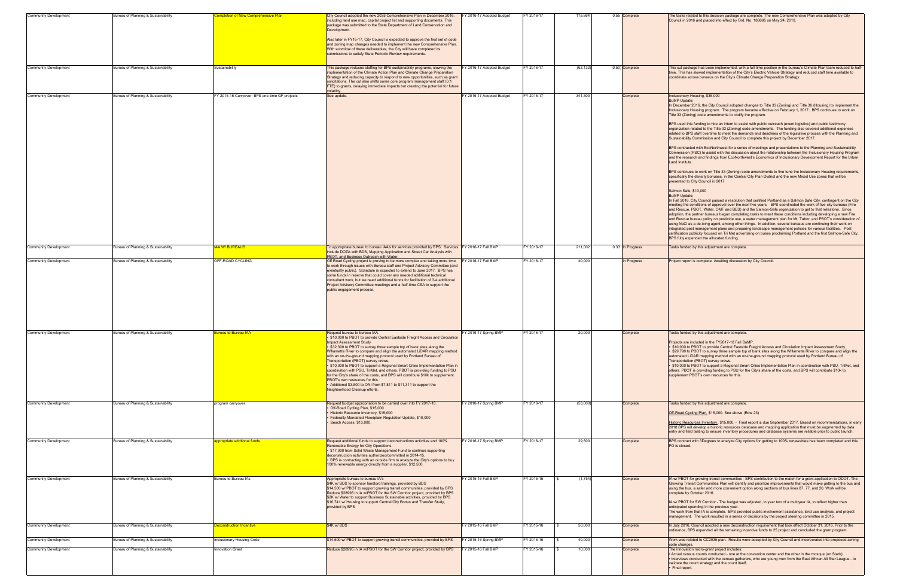| Community Development | Bureau of Planning & Sustainability | Completion of New Comprehensive Plan | City Council adopted the new 2035 Comprehensive Plan in December 2016, including land use map, capital project list and supporting documents. This package was submitted to the State Department of Land Conservation and Development.<br><br>Also later in FY16-17, City Council is expected to approve the first set of code and zoning map changes needed to implement the new Comprehensive Plan. With submittal of these deliverables, the City will have completed its submissions to satisfy State Periodic Review requirements. | FY 2016-17 Adopted Budget | FY 2016-17 | 175,664 | 0.55 | Complete | The tasks related to this decision package are complete. The new Comprehensive Plan was adopted by City Council in 2016 and placed into effect by Ord. No. 188695 on May 24, 2018. |
|---|---|---|---|---|---|---|---|---|---|
| Community Development | Bureau of Planning & Sustainability | Sustainability | This package reduces staffing for BPS sustainability programs, slowing the implementation of the Climate Action Plan and Climate Change Preparation Strategy and reducing capacity to respond to new opportunities, such as grant solicitations. The cut also shifts some core program management staff (0.1 FTE) to grants, delaying immediate impacts but creating the potential for future volatility. | FY 2016-17 Adopted Budget | FY 2016-17 | (63,132) | (0.50) | Complete | This cut package has been implemented, with a full-time position in the bureau's Climate Plan team reduced to half-time. This has slowed implementation of the City's Electric Vehicle Strategy and reduced staff time available to coordinate across bureaus on the City's Climate Change Preparation Strategy. |
| Community Development | Bureau of Planning & Sustainability | FY 2015-16 Carryover: BPS one-time GF projects | See update. | FY 2016-17 Adopted Budget | FY 2016-17 | 341,300 | | Complete | Inclusionary Housing, $35,000<br>BuMP Update:<br>In December 2016, the City Council adopted changes to Title 33 (Zoning) and Title 30 (Housing) to implement the Inclusionary Housing program. The program became effective on February 1, 2017. BPS continues to work on Title 33 (Zoning) code amendments to codify the program.<br><br>BPS used this funding to hire an intern to assist with public outreach (event logistics) and public testimony organization related to the Title 33 (Zoning) code amendments. The funding also covered additional expenses related to BPS staff overtime to meet the demands and deadlines of the legislative process with the Planning and Sustainability Commission and City Council to complete this project by December 2017.<br><br>BPS contracted with EcoNorthwest for a series of meetings and presentations to the Planning and Sustainability Commission (PSC) to assist with the discussion about the relationship between the Inclusionary Housing Program and the research and findings from EcoNorthwest's Economics of Inclusionary Development Report for the Urban Land Institute.<br><br>BPS continues to work on Title 33 (Zoning) code amendments to fine tune the Inclusionary Housing requirements, specifically the density bonuses, in the Central City Plan District and the new Mixed Use zones that will be presented to City Council in 2017.<br><br>Salmon Safe, $10,000<br>BuMP Update:<br>In Fall 2016, City Council passed a resolution that certified Portland as a Salmon Safe City, contingent on the City meeting the conditions of approval over the next five years. BPS coordinated the work of five city bureaus (Fire and Rescue, PBOT, Water, OMF and BES) and the Salmon-Safe organization to get to that milestone. Since adoption, the partner bureaus began completing tasks to meet these conditions including developing a new Fire and Rescue bureau policy on pesticide use, a water management plan for Mt. Tabor, and PBOT's consideration of using NaCl as a de-icing agent, among other things. In addition, several bureaus are continuing their work on integrated pest management plans and preparing landscape management policies for various facilities. Post certification publicity focused on Tri Met advertising on buses proclaiming Portland and the first Salmon-Safe City. BPS fully expended the allocated funding. |
| Community Development | Bureau of Planning & Sustainability | IAA W/ BUREAUS | To appropriate bureau to bureau IAA's for services provided by BPS. Services include DOZA with BDS, Mapping Application and Street Car Analysis with PBOT, and Business Outreach with Water. | FY 2016-17 Fall BMP | FY 2016-17 | 211,002 | 0.33 | In Progress | Tasks funded by this adjustment are complete. |
| Community Development | Bureau of Planning & Sustainability | OFF-ROAD CYCLING | Off Road Cycling project is proving to be more complex and taking more time to work through issues with Bureau staff and Project Advisory Committee (and eventually public). Schedule is expected to extend to June 2017. BPS has some funds in reserve that could cover any needed additional technical consultant work, but we need additional funds for facilitation of 3-4 additional Project Advisory Committee meetings and a half-time CSA to support the public engagement process. | FY 2016-17 Fall BMP | FY 2016-17 | 40,000 | | In Progress | Project report is complete. Awaiting discussion by City Council. |
| Community Development | Bureau of Planning & Sustainability | Bureau to Bureau IAA | Request bureau to bureau IAA.<br>• $10,000 to PBOT to provide Central Eastside Freight Access and Circulation Impact Assessment Study.<br>• $32,300 to PBOT to survey three sample top of bank sites along the Willamette River to compare and align the automated LiDAR mapping method with an on-the-ground mapping protocol used by Portland Bureau of Transportation (PBOT) survey crews.<br>• $10,000 to PBOT to support a Regional Smart Cities Implementation Plan in coordination with PSU, TriMet, and others. PBOT is providing funding to PSU for the City's share of the costs, and BPS will contribute $10k to supplement PBOT's own resources for this.<br>• Additional $3,500 to ONI from $7,811 to $11,311 to support the Neighborhood Cleanup efforts. | FY 2016-17 Spring BMP | FY 2016-17 | 20,000 | | Complete | Tasks funded by this adjustment are complete.<br><br>Projects are included in the FY2017-18 Fall BuMP.<br>• $10,000 to PBOT to provide Central Eastside Freight Access and Circulation Impact Assessment Study.<br>• $29,790 to PBOT to survey three sample top of bank sites along the Willamette River to compare and align the automated LiDAR mapping method with an on-the-ground mapping protocol used by Portland Bureau of Transportation (PBOT) survey crews.<br>• $10,000 to PBOT to support a Regional Smart Cities Implementation Plan in coordination with PSU, TriMet, and others. PBOT is providing funding to PSU for the City's share of the costs, and BPS will contribute $10k to supplement PBOT's own resources for this. |
| Community Development | Bureau of Planning & Sustainability | program carryover | Request budget appropriation to be carried over into FY 2017-18.<br>• Off-Road Cycling Plan, $15,000<br>• Historic Resource Inventory, $15,000<br>• Federally Mandated Floodplain Regulation Update, $10,000<br>• Beach Access, $13,000. | FY 2016-17 Spring BMP | FY 2016-17 | (53,000) | | Complete | Tasks funded by this adjustment are complete.<br><br>Off-Road Cycling Plan, $15,000. See above (Row 23)<br><br>Historic Resources Inventory, $15,000. - Final report is due September 2017. Based on recommendations, in early 2018 BPS will develop a historic resources database and mapping application that must be augmented by data entry and field testing to ensure inventory procedures and database systems are reliable prior to public launch. |
| Community Development | Bureau of Planning & Sustainability | appropriate additional funds | Request additional funds to support deconstructions activities and 100% Renewable Energy for City Operations.<br>• $17,000 from Solid Waste Management Fund to continue supporting deconstruction activities authorized/committed in 2014-15.<br>• BPS is contracting with an outside firm to analyze the City's options to buy 100% renewable energy directly from a supplier, $12,500. | FY 2016-17 Spring BMP | FY 2016-17 | 29,500 | | Complete | BPS contract with 3Degrees to analyze City options for getting to 100% renewables has been completed and this PO is closed. |
| Community Development | Bureau of Planning & Sustainability | Bureau to Bureau IAs | Appropriate bureau to bureau IA's<br>$4K w/ BDS to sponsor landlord trainings, provided by BDS<br>$14,500 w/ PBOT to support growing transit communities, provided by BPS<br>Reduce $28995 in IA w/PBOT for the SW Corridor project, provided by BPS<br>$2K w/ Water to support Business Sustainable activities, provided by BPS<br>$10,741 w/ Housing to support Central City Bonus and Transfer Study, provided by BPS | FY 2015-16 Fall BMP | FY 2015-16 | $ (1,754) | | Complete | IA w/ PBOT for growing transit communities - BPS contribution to the match for a grant application to ODOT. The Growing Transit Communities Plan will identify and prioritize improvements that would make getting to the bus and using the bus, a safer and more convenient option along sections of bus lines 87, 77, and 20. Work will be complete by October 2016.<br><br>IA w/ PBOT for SW Corridor - The budget was adjusted, in year two of a multiyear IA, to reflect higher than anticipated spending in the previous year.<br>The work from that IA is complete. BPS provided public involvement assistance, land use analysis, and project management. The work resulted in a series of decisions by the project steering committee in 2015. |
| Community Development | Bureau of Planning & Sustainability | Deconstruction Incentive | $4K w/ BDS | FY 2015-16 Fall BMP | FY 2015-16 | $ 50,000 | | Complete | In July 2016, Council adopted a new deconstruction requirement that took effect October 31, 2016. Prior to the ordinance, BPS expended all the remaining incentive funds to 25 project and concluded the grant program. |
| Community Development | Bureau of Planning & Sustainability | Inclusionary Housing Code | $14,500 w/ PBOT to support growing transit communities, provided by BPS | FY 2015-16 Spring BMP | FY 2015-16 | $ 40,000 | | Complete | Work was related to CC2035 plan. Results were accepted by City Council and incorporated into proposed zoning code changes. |
| Community Development | Bureau of Planning & Sustainability | Innovation Grant | Reduce $28995 in IA w/PBOT for the SW Corridor project, provided by BPS | FY 2015-16 Fall BMP | FY 2015-16 | $ 10,000 | | Complete | The innovation micro-grant project includes:<br>• Actual census counts conducted - one at the convention center and the other in the mosque (on Stark);<br>• Interviews conducted with the census gatherers, who are young men from the East African All Star League - to validate the count strategy and the count itself;<br>• Final report. |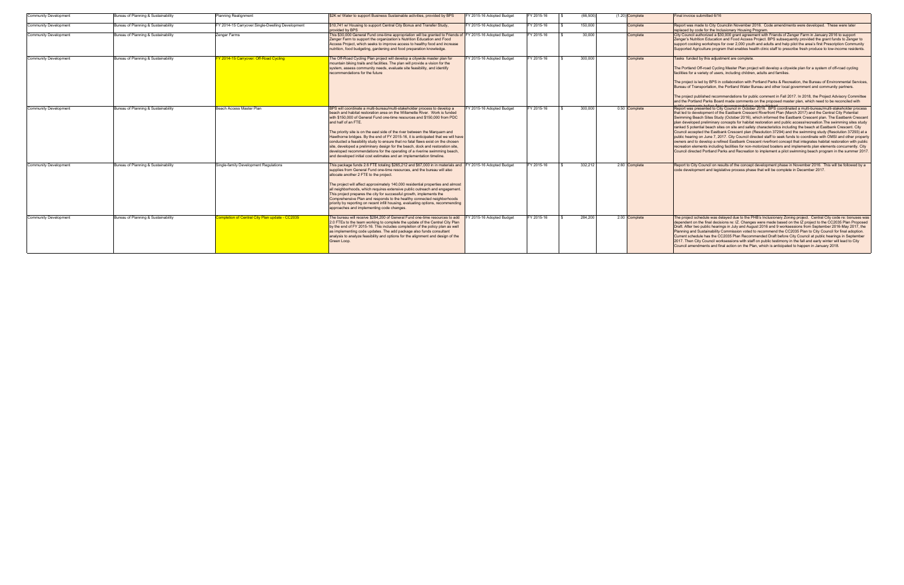| Community Development | Bureau of Planning & Sustainability | Planning Realignment | $2K w/ Water to support Business Sustainable activities, provided by BPS | FY 2015-16 Adopted Budget | FY 2015-16 | $ | (66,500) | (1.20) | Complete | Final invoice submitted 6/16 |
|---|---|---|---|---|---|---|---|---|---|---|
| Community Development | Bureau of Planning & Sustainability | FY 2014-15 Carryover:Single-Dwelling Development | $10,741 w/ Housing to support Central City Bonus and Transfer Study, provided by BPS | FY 2015-16 Adopted Budget | FY 2015-16 | $ | 150,000 | | Complete | Report was made to City Councilin November 2016. Code amendments were developed. These were later replaced by code for the Inclusionary Housing Program. |
| Community Development | Bureau of Planning & Sustainability | Zenger Farms | This $30,000 General Fund one-time appropriation will be granted to Friends of Zenger Farm to support the organization's Nutrition Education and Food Access Project, which seeks to improve access to healthy food and increase nutrition, food budgeting, gardening and food preparation knowledge. | FY 2015-16 Adopted Budget | FY 2015-16 | $ | 30,000 | | Complete | City Council authorized a $30,000 grant agreement with Friends of Zenger Farm in January 2016 to support Zenger's Nutrition Education and Food Access Project. BPS subsequently provided the grant funds to Zenger to support cooking workshops for over 2,000 youth and adults and help pilot the area's first Prescription Community Supported Agriculture program that enables health clinic staff to prescribe fresh produce to low-income residents. |
| Community Development | Bureau of Planning & Sustainability | FY 2014-15 Carryover: Off-Road Cycling | The Off-Road Cycling Plan project will develop a citywide master plan for mountain biking trails and facilities. The plan will provide a vision for the system, assess community needs, evaluate site feasibility, and identify recommendations for the future | FY 2015-16 Adopted Budget | FY 2015-16 | $ | 300,000 | | Complete | Tasks funded by this adjustment are complete.<br><br>The Portland Off-road Cycling Master Plan project will develop a citywide plan for a system of off-road cycling facilities for a variety of users, including children, adults and families.<br><br>The project is led by BPS in collaboration with Portland Parks & Recreation, the Bureau of Environmental Services, Bureau of Transportation, the Portland Water Bureau and other local government and community partners.<br><br>The project published recommendations for public comment in Fall 2017. In 2018, the Project Advisory Committee and the Portland Parks Board made comments on the proposed master plan, which need to be reconciled with public comments before final recommendations are published. |
| Community Development | Bureau of Planning & Sustainability | Beach Access Master Plan | BPS will coordinate a multi-bureau/multi-stakeholder process to develop a beach and habitat restoration area on the Willamette River. Work is funded with $150,000 of General Fund one-time resources and $150,000 from PDC and half of an FTE.<br><br>The priority site is on the east side of the river between the Marquam and Hawthorne bridges. By the end of FY 2015-16, it is anticipated that we will have conducted a feasibility study to ensure that no fatal flaws exist on the chosen site, developed a preliminary design for the beach, dock and restoration site, developed recommendations for the operating of a riverine swimming beach, and developed initial cost estimates and an implementation timeline. | FY 2015-16 Adopted Budget | FY 2015-16 | $ | 300,000 | 0.50 | Complete | Report was presented to City Council in October 2016. BPS coordinated a multi-bureau/multi-stakeholder process that led to development of the Eastbank Crescent Riverfront Plan (March 2017) and the Central City Potential Swimming Beach Sites Study (October 2016), which informed the Eastbank Crescent plan. The Eastbank Crescent plan developed preliminary concepts for habitat restoration and public access/recreation.The swimming sites study ranked 5 potential beach sites on site and safety characteristics including the beach at Eastbank Crescent. City Council accepted the Eastbank Crescent plan (Resolution 37294) and the swimming study (Resolution 37293) at a public hearing on June 7, 2017. City Council directed staff to seek funds to coordinate with OMSI and other property owners and to develop a refined Eastbank Crescent riverfront concept that integrates habitat restoration with public recreation elements including facilities for non-motorized boaters and implements plan elements concurrently. City Council directed Portland Parks and Recreation to implement a pilot swimming beach program in the summer 2017. |
| Community Development | Bureau of Planning & Sustainability | Single-family Development Regulations | This package funds 2.6 FTE totaling $265,212 and $67,000 in in materials and supplies from General Fund one-time resources, and the bureau will also allocate another 2 FTE to the project.<br><br>The project will affect approximately 140,000 residential properties and almost all neighborhoods, which requires extensive public outreach and engagement. This project prepares the city for successful growth, implements the Comprehensive Plan and responds to the healthy connected neighborhoods priority by reporting on recent infill housing, evaluating options, recommending approaches and implementing code changes. | FY 2015-16 Adopted Budget | FY 2015-16 | $ | 332,212 | 2.60 | Complete | Report to City Council on results of the concept development phase in November 2016. This will be followed by a code development and legislative process phase that will be complete in December 2017. |
| Community Development | Bureau of Planning & Sustainability | Completion of Central City Plan update - CC2035 | The bureau will receive $284,200 of General Fund one-time resources to add 2.0 FTEs to the team working to complete the update of the Central City Plan by the end of FY 2015-16. This includes completion of the policy plan as well as implementing code updates. The add package also funds consultant analysis to analyze feasibility and options for the alignment and design of the Green Loop. | FY 2015-16 Adopted Budget | FY 2015-16 | $ | 284,200 | 2.00 | Complete | The project schedule was delayed due to the PHB's Inclusionary Zoning project. Central City code re: bonuses was dependent on the final decisions re: IZ. Changes were made based on the IZ project to the CC2035 Plan Proposed Draft. After two public hearings in July and August 2016 and 9 worksessions from September 2016-May 2017, the Planning and Sustainability Commission voted to recommend the CC2035 Plan to City Council for final adoption. Current schedule has the CC2035 Plan Recommended Draft before City Council at public hearings in September 2017. Then City Council worksessions with staff on public testimony in the fall and early winter will lead to City Council amendments and final action on the Plan, which is anticipated to happen in January 2018. |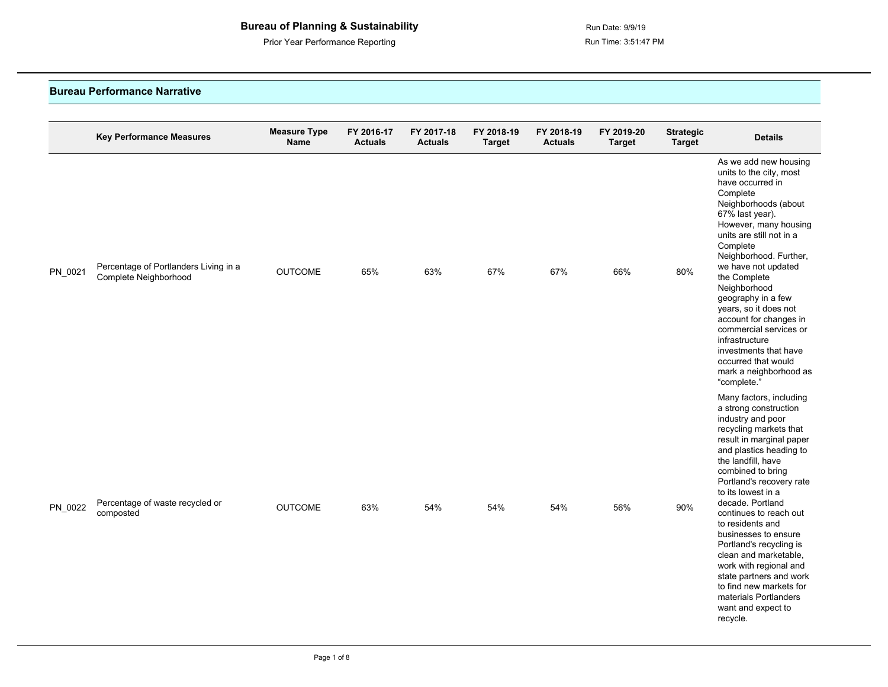# Bureau of Planning & Sustainability

Prior Year Performance Reporting

Run Date: 9/9/19

Run Time: 3:51:47 PM

## Bureau Performance Narrative

| | Key Performance Measures | Measure Type Name | FY 2016-17 Actuals | FY 2017-18 Actuals | FY 2018-19 Target | FY 2018-19 Actuals | FY 2019-20 Target | Strategic Target | Details |
|---|---|---|---|---|---|---|---|---|---|
| PN_0021 | Percentage of Portlanders Living in a Complete Neighborhood | OUTCOME | 65% | 63% | 67% | 67% | 66% | 80% | As we add new housing units to the city, most have occurred in Complete Neighborhoods (about 67% last year). However, many housing units are still not in a Complete Neighborhood. Further, we have not updated the Complete Neighborhood geography in a few years, so it does not account for changes in commercial services or infrastructure investments that have occurred that would mark a neighborhood as "complete." |
| PN_0022 | Percentage of waste recycled or composted | OUTCOME | 63% | 54% | 54% | 54% | 56% | 90% | Many factors, including a strong construction industry and poor recycling markets that result in marginal paper and plastics heading to the landfill, have combined to bring Portland's recovery rate to its lowest in a decade. Portland continues to reach out to residents and businesses to ensure Portland's recycling is clean and marketable, work with regional and state partners and work to find new markets for materials Portlanders want and expect to recycle. |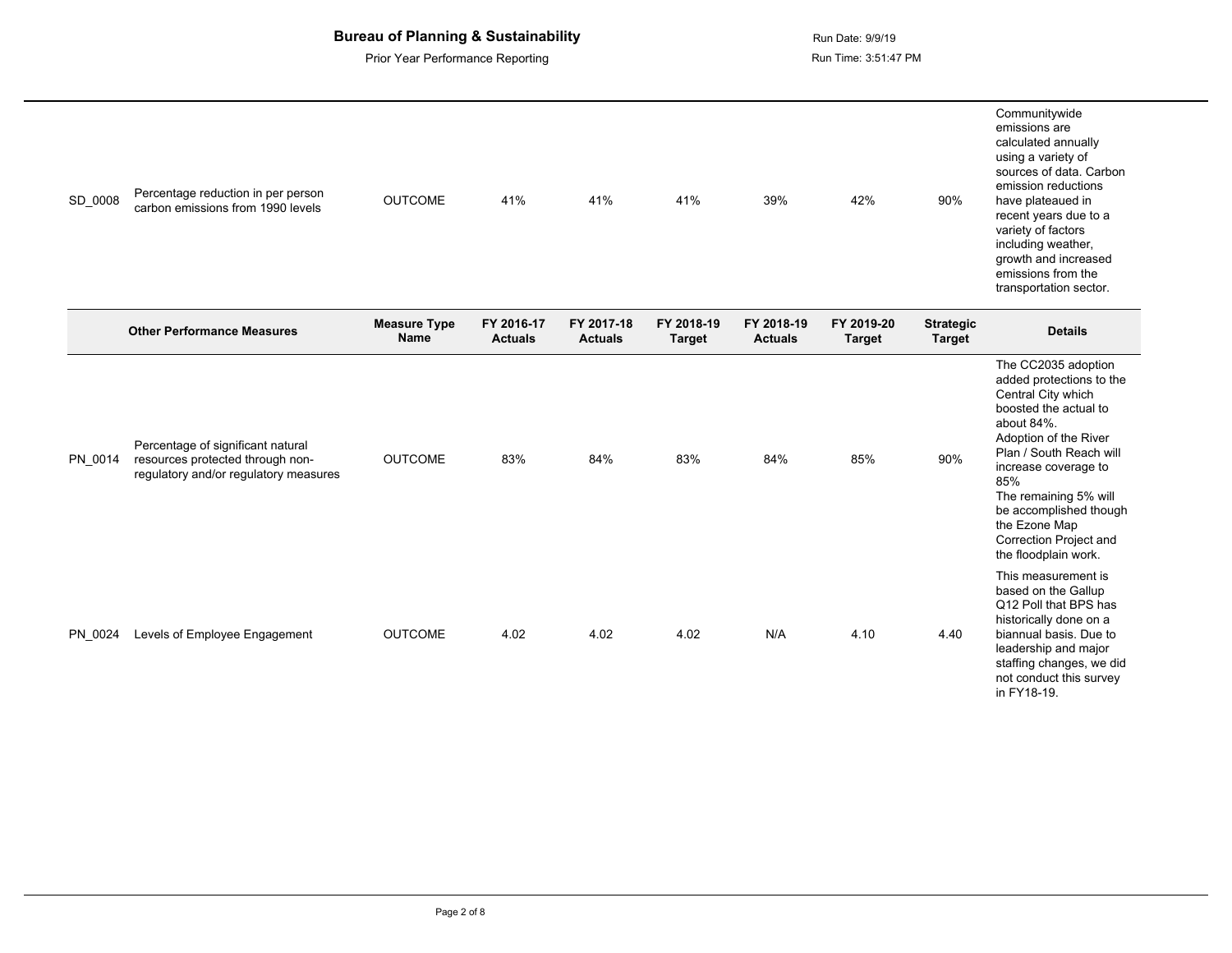| | | Measure Type Name | FY 2016-17 Actuals | FY 2017-18 Actuals | FY 2018-19 Target | FY 2018-19 Actuals | FY 2019-20 Target | Strategic Target | Details |
|---|---|---|---|---|---|---|---|---|---|
| SD_0008 | Percentage reduction in per person carbon emissions from 1990 levels | OUTCOME | 41% | 41% | 41% | 39% | 42% | 90% | Communitywide emissions are calculated annually using a variety of sources of data. Carbon emission reductions have plateaued in recent years due to a variety of factors including weather, growth and increased emissions from the transportation sector. |

| | Other Performance Measures | Measure Type Name | FY 2016-17 Actuals | FY 2017-18 Actuals | FY 2018-19 Target | FY 2018-19 Actuals | FY 2019-20 Target | Strategic Target | Details |
|---|---|---|---|---|---|---|---|---|---|
| PN_0014 | Percentage of significant natural resources protected through non-regulatory and/or regulatory measures | OUTCOME | 83% | 84% | 83% | 84% | 85% | 90% | The CC2035 adoption added protections to the Central City which boosted the actual to about 84%. Adoption of the River Plan / South Reach will increase coverage to 85% The remaining 5% will be accomplished though the Ezone Map Correction Project and the floodplain work. |
| PN_0024 | Levels of Employee Engagement | OUTCOME | 4.02 | 4.02 | 4.02 | N/A | 4.10 | 4.40 | This measurement is based on the Gallup Q12 Poll that BPS has historically done on a biannual basis. Due to leadership and major staffing changes, we did not conduct this survey in FY18-19. |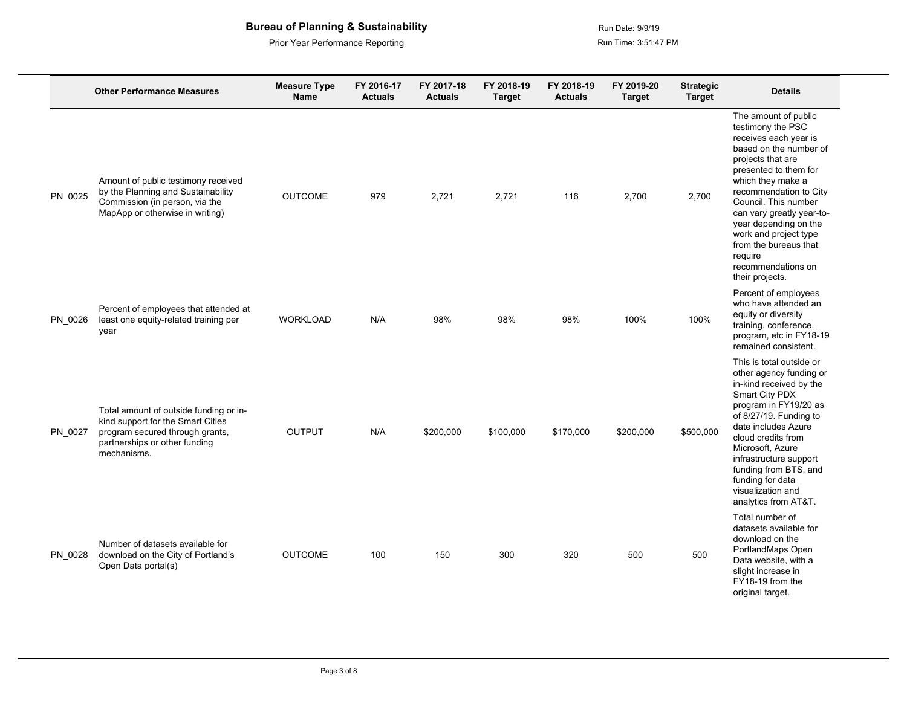**Bureau of Planning & Sustainability**

Prior Year Performance Reporting

Run Date: 9/9/19

Run Time: 3:51:47 PM

| | Other Performance Measures | Measure Type Name | FY 2016-17 Actuals | FY 2017-18 Actuals | FY 2018-19 Target | FY 2018-19 Actuals | FY 2019-20 Target | Strategic Target | Details |
|---|---|---|---|---|---|---|---|---|---|
| PN_0025 | Amount of public testimony received by the Planning and Sustainability Commission (in person, via the MapApp or otherwise in writing) | OUTCOME | 979 | 2,721 | 2,721 | 116 | 2,700 | 2,700 | The amount of public testimony the PSC receives each year is based on the number of projects that are presented to them for which they make a recommendation to City Council. This number can vary greatly year-to-year depending on the work and project type from the bureaus that require recommendations on their projects. |
| PN_0026 | Percent of employees that attended at least one equity-related training per year | WORKLOAD | N/A | 98% | 98% | 98% | 100% | 100% | Percent of employees who have attended an equity or diversity training, conference, program, etc in FY18-19 remained consistent. |
| PN_0027 | Total amount of outside funding or in-kind support for the Smart Cities program secured through grants, partnerships or other funding mechanisms. | OUTPUT | N/A | $200,000 | $100,000 | $170,000 | $200,000 | $500,000 | This is total outside or other agency funding or in-kind received by the Smart City PDX program in FY19/20 as of 8/27/19. Funding to date includes Azure cloud credits from Microsoft, Azure infrastructure support funding from BTS, and funding for data visualization and analytics from AT&T. |
| PN_0028 | Number of datasets available for download on the City of Portland's Open Data portal(s) | OUTCOME | 100 | 150 | 300 | 320 | 500 | 500 | Total number of datasets available for download on the PortlandMaps Open Data website, with a slight increase in FY18-19 from the original target. |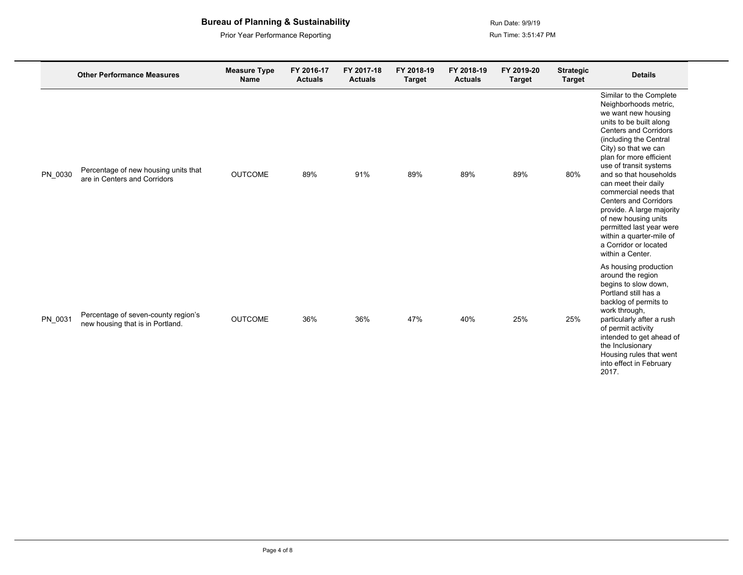**Bureau of Planning & Sustainability**

Prior Year Performance Reporting

Run Date: 9/9/19

Run Time: 3:51:47 PM

| | Other Performance Measures | Measure Type Name | FY 2016-17 Actuals | FY 2017-18 Actuals | FY 2018-19 Target | FY 2018-19 Actuals | FY 2019-20 Target | Strategic Target | Details |
|---|---|---|---|---|---|---|---|---|---|
| PN_0030 | Percentage of new housing units that are in Centers and Corridors | OUTCOME | 89% | 91% | 89% | 89% | 89% | 80% | Similar to the Complete Neighborhoods metric, we want new housing units to be built along Centers and Corridors (including the Central City) so that we can plan for more efficient use of transit systems and so that households can meet their daily commercial needs that Centers and Corridors provide. A large majority of new housing units permitted last year were within a quarter-mile of a Corridor or located within a Center. |
| PN_0031 | Percentage of seven-county region's new housing that is in Portland. | OUTCOME | 36% | 36% | 47% | 40% | 25% | 25% | As housing production around the region begins to slow down, Portland still has a backlog of permits to work through, particularly after a rush of permit activity intended to get ahead of the Inclusionary Housing rules that went into effect in February 2017. |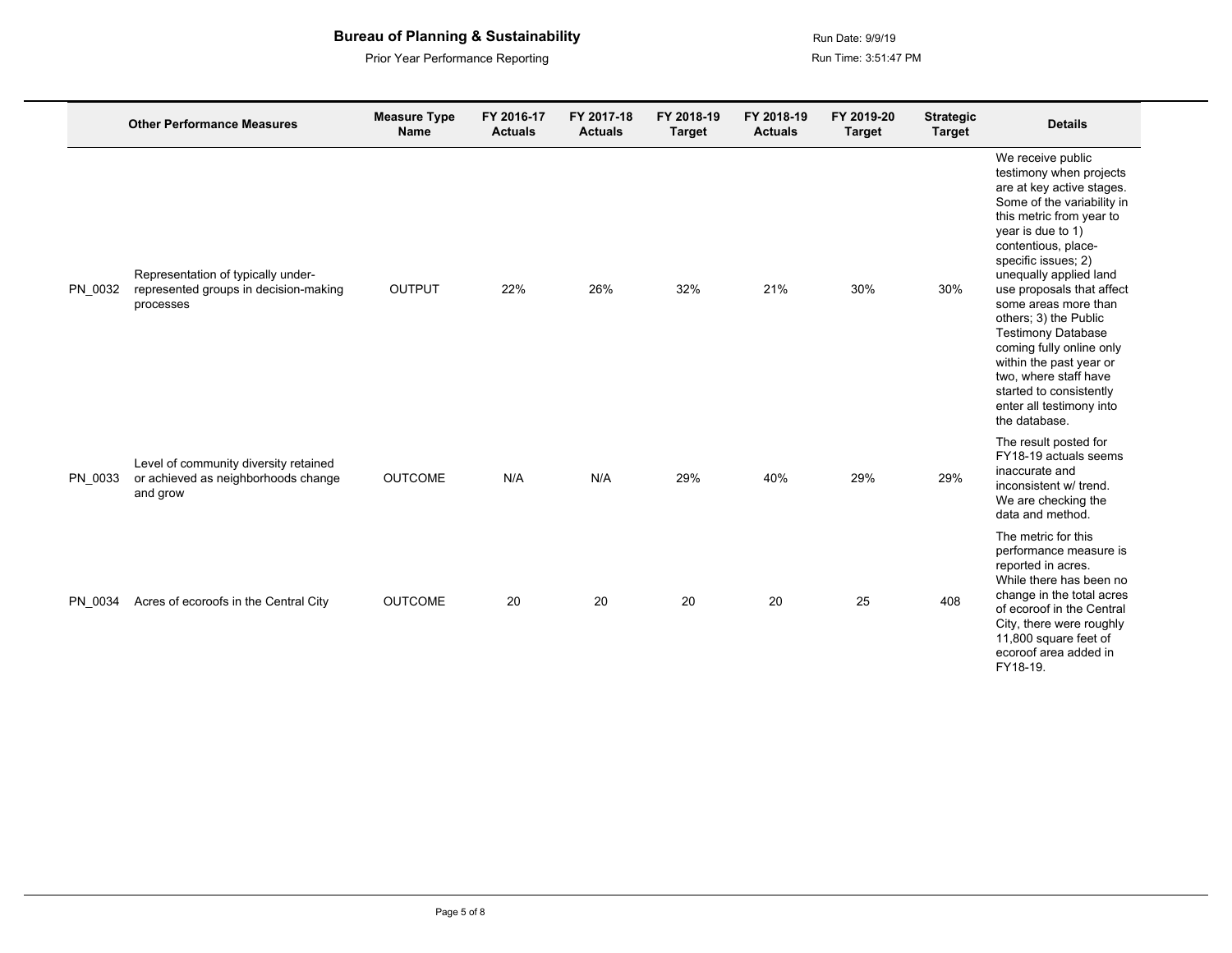# Bureau of Planning & Sustainability

Prior Year Performance Reporting

Run Date: 9/9/19

Run Time: 3:51:47 PM

| | Other Performance Measures | Measure Type Name | FY 2016-17 Actuals | FY 2017-18 Actuals | FY 2018-19 Target | FY 2018-19 Actuals | FY 2019-20 Target | Strategic Target | Details |
|---|---|---|---|---|---|---|---|---|---|
| PN_0032 | Representation of typically under-represented groups in decision-making processes | OUTPUT | 22% | 26% | 32% | 21% | 30% | 30% | We receive public testimony when projects are at key active stages. Some of the variability in this metric from year to year is due to 1) contentious, place-specific issues; 2) unequally applied land use proposals that affect some areas more than others; 3) the Public Testimony Database coming fully online only within the past year or two, where staff have started to consistently enter all testimony into the database. |
| PN_0033 | Level of community diversity retained or achieved as neighborhoods change and grow | OUTCOME | N/A | N/A | 29% | 40% | 29% | 29% | The result posted for FY18-19 actuals seems inaccurate and inconsistent w/ trend. We are checking the data and method. |
| PN_0034 | Acres of ecoroofs in the Central City | OUTCOME | 20 | 20 | 20 | 20 | 25 | 408 | The metric for this performance measure is reported in acres. While there has been no change in the total acres of ecoroof in the Central City, there were roughly 11,800 square feet of ecoroof area added in FY18-19. |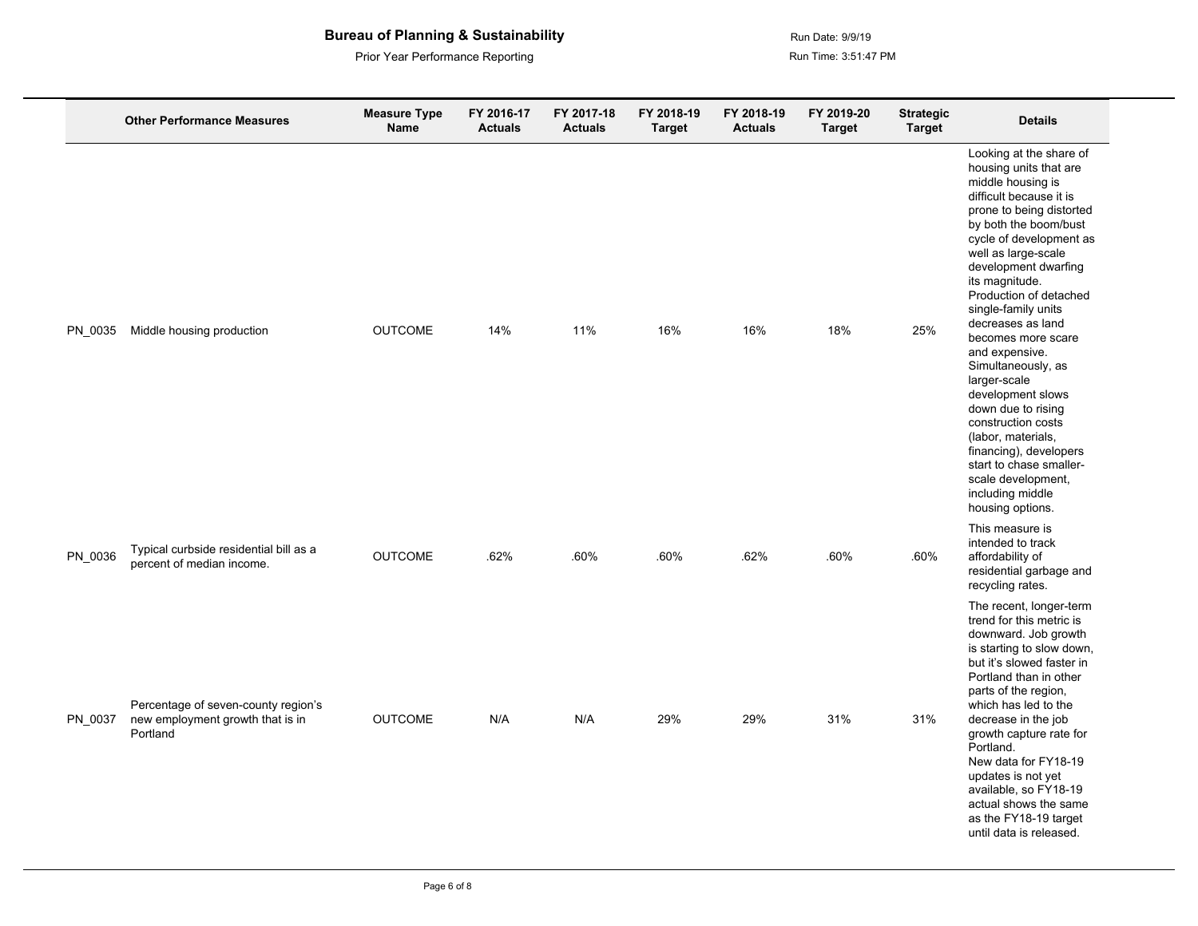**Bureau of Planning & Sustainability**

Prior Year Performance Reporting

Run Date: 9/9/19

Run Time: 3:51:47 PM

| | Other Performance Measures | Measure Type Name | FY 2016-17 Actuals | FY 2017-18 Actuals | FY 2018-19 Target | FY 2018-19 Actuals | FY 2019-20 Target | Strategic Target | Details |
|---|---|---|---|---|---|---|---|---|---|
| PN_0035 | Middle housing production | OUTCOME | 14% | 11% | 16% | 16% | 18% | 25% | Looking at the share of housing units that are middle housing is difficult because it is prone to being distorted by both the boom/bust cycle of development as well as large-scale development dwarfing its magnitude. Production of detached single-family units decreases as land becomes more scare and expensive. Simultaneously, as larger-scale development slows down due to rising construction costs (labor, materials, financing), developers start to chase smaller-scale development, including middle housing options. |
| PN_0036 | Typical curbside residential bill as a percent of median income. | OUTCOME | .62% | .60% | .60% | .62% | .60% | .60% | This measure is intended to track affordability of residential garbage and recycling rates. |
| PN_0037 | Percentage of seven-county region's new employment growth that is in Portland | OUTCOME | N/A | N/A | 29% | 29% | 31% | 31% | The recent, longer-term trend for this metric is downward. Job growth is starting to slow down, but it's slowed faster in Portland than in other parts of the region, which has led to the decrease in the job growth capture rate for Portland. New data for FY18-19 updates is not yet available, so FY18-19 actual shows the same as the FY18-19 target until data is released. |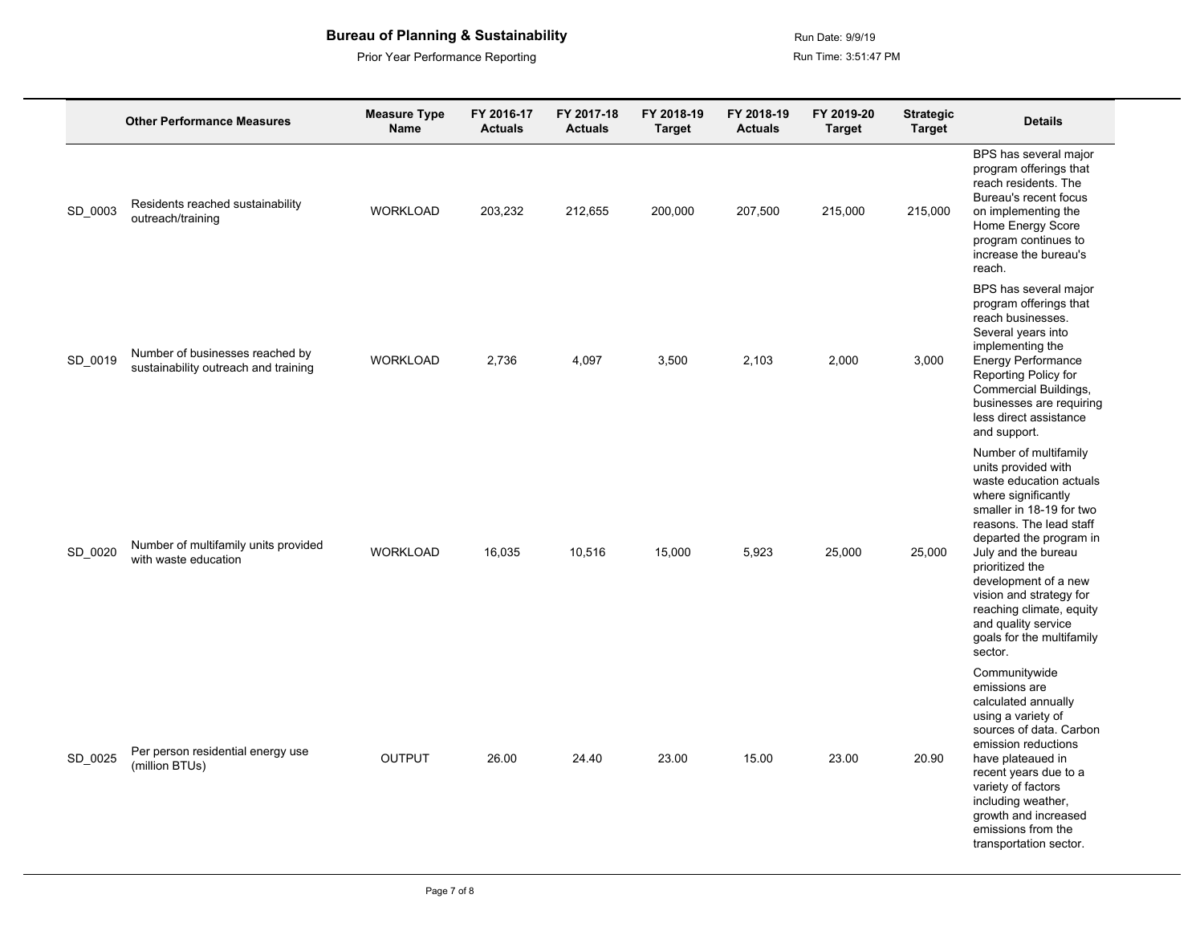# Bureau of Planning & Sustainability

Prior Year Performance Reporting

Run Date: 9/9/19

Run Time: 3:51:47 PM

| | Other Performance Measures | Measure Type Name | FY 2016-17 Actuals | FY 2017-18 Actuals | FY 2018-19 Target | FY 2018-19 Actuals | FY 2019-20 Target | Strategic Target | Details |
|---|---|---|---|---|---|---|---|---|---|
| SD_0003 | Residents reached sustainability outreach/training | WORKLOAD | 203,232 | 212,655 | 200,000 | 207,500 | 215,000 | 215,000 | BPS has several major program offerings that reach residents. The Bureau's recent focus on implementing the Home Energy Score program continues to increase the bureau's reach. |
| SD_0019 | Number of businesses reached by sustainability outreach and training | WORKLOAD | 2,736 | 4,097 | 3,500 | 2,103 | 2,000 | 3,000 | BPS has several major program offerings that reach businesses. Several years into implementing the Energy Performance Reporting Policy for Commercial Buildings, businesses are requiring less direct assistance and support. |
| SD_0020 | Number of multifamily units provided with waste education | WORKLOAD | 16,035 | 10,516 | 15,000 | 5,923 | 25,000 | 25,000 | Number of multifamily units provided with waste education actuals where significantly smaller in 18-19 for two reasons. The lead staff departed the program in July and the bureau prioritized the development of a new vision and strategy for reaching climate, equity and quality service goals for the multifamily sector. |
| SD_0025 | Per person residential energy use (million BTUs) | OUTPUT | 26.00 | 24.40 | 23.00 | 15.00 | 23.00 | 20.90 | Communitywide emissions are calculated annually using a variety of sources of data. Carbon emission reductions have plateaued in recent years due to a variety of factors including weather, growth and increased emissions from the transportation sector. |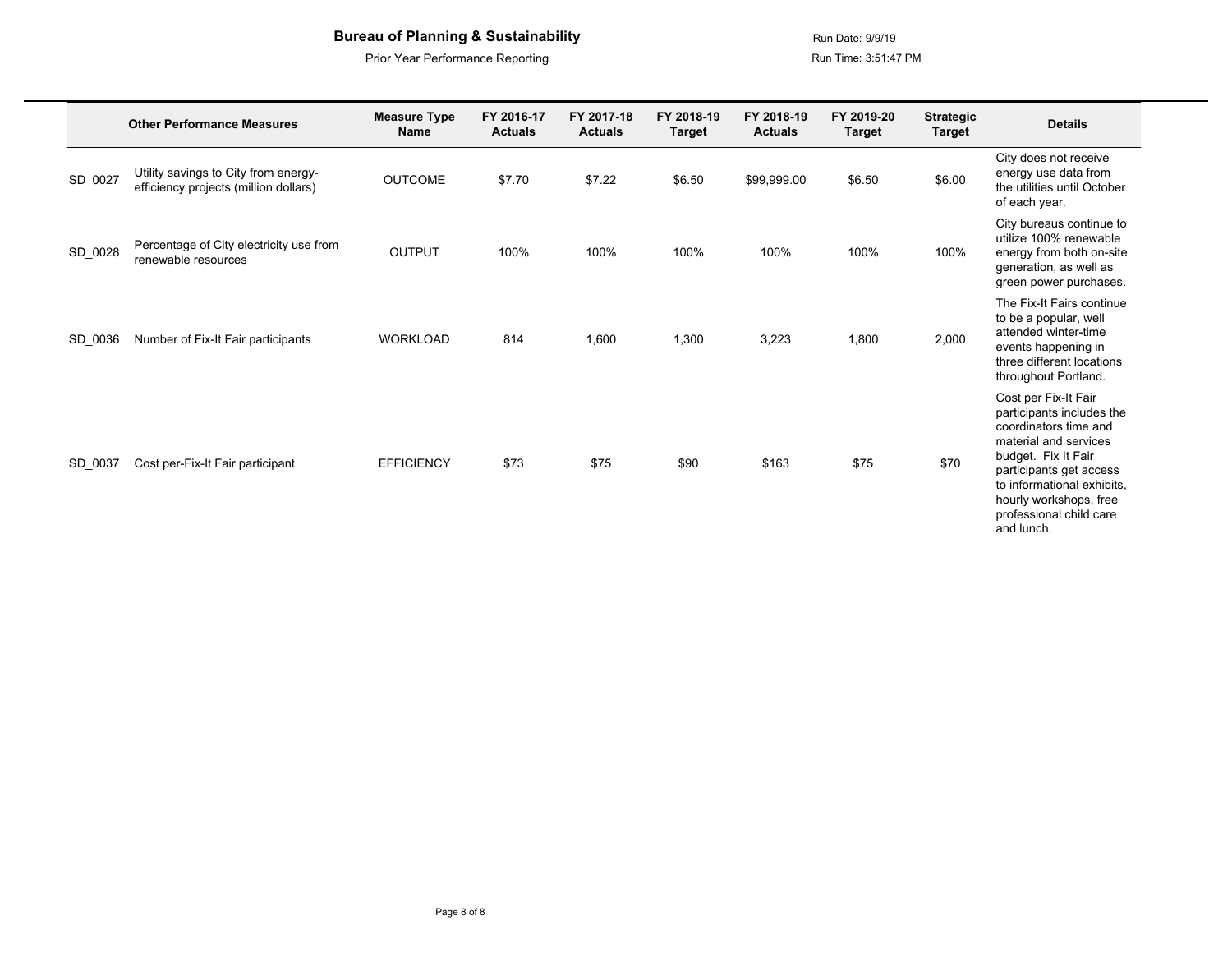**Bureau of Planning & Sustainability**

Prior Year Performance Reporting

Run Date: 9/9/19

Run Time: 3:51:47 PM

| | Other Performance Measures | Measure Type Name | FY 2016-17 Actuals | FY 2017-18 Actuals | FY 2018-19 Target | FY 2018-19 Actuals | FY 2019-20 Target | Strategic Target | Details |
|---|---|---|---|---|---|---|---|---|---|
| SD_0027 | Utility savings to City from energy-efficiency projects (million dollars) | OUTCOME | $7.70 | $7.22 | $6.50 | $99,999.00 | $6.50 | $6.00 | City does not receive energy use data from the utilities until October of each year. |
| SD_0028 | Percentage of City electricity use from renewable resources | OUTPUT | 100% | 100% | 100% | 100% | 100% | 100% | City bureaus continue to utilize 100% renewable energy from both on-site generation, as well as green power purchases. |
| SD_0036 | Number of Fix-It Fair participants | WORKLOAD | 814 | 1,600 | 1,300 | 3,223 | 1,800 | 2,000 | The Fix-It Fairs continue to be a popular, well attended winter-time events happening in three different locations throughout Portland. |
| SD_0037 | Cost per-Fix-It Fair participant | EFFICIENCY | $73 | $75 | $90 | $163 | $75 | $70 | Cost per Fix-It Fair participants includes the coordinators time and material and services budget. Fix It Fair participants get access to informational exhibits, hourly workshops, free professional child care and lunch. |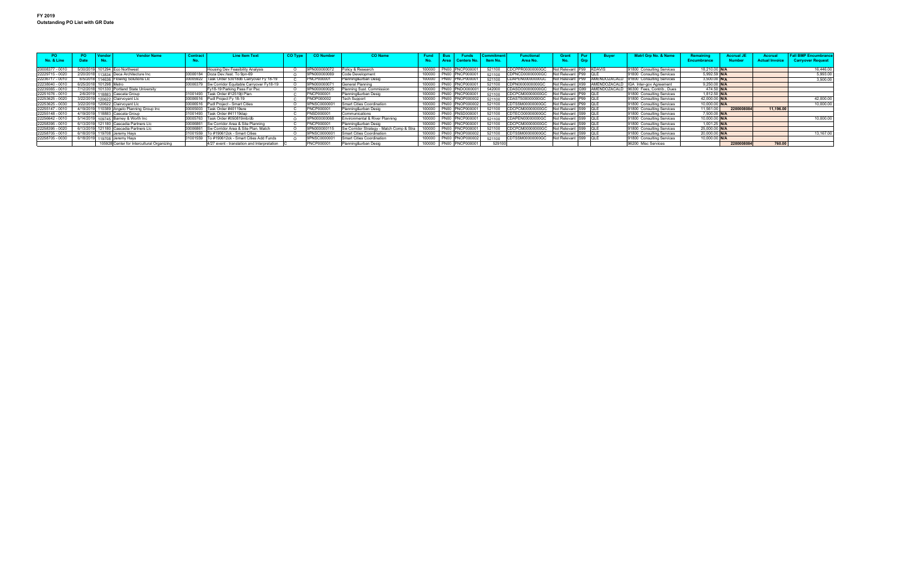**FY 2019**
**Outstanding PO List with GR Date**

| PO No. & Line | PO Date | Vendor No. | Vendor Name | Contract No. | Line Item Text | CO Type | CO Number | CO Name | Fund No. | Bus Area | Funds Centers No. | Commitment Item No. | Functional Area No. | Grant No. | Pur Grp | Buyer | Matrl Grp No. & Name | Remaining Encumbrance | Accrual JE Number | Accrual Actual Invoice | Fall BMP Encumbrance Carryover Request |
|---|---|---|---|---|---|---|---|---|---|---|---|---|---|---|---|---|---|---|---|---|---|
| 20008377 - 0010 | 5/30/2019 | 101294 | Eco Northwest | | Housing Dev Feasibility Analysis | O | 9PN000000072 | Policy & Research | 100000 | PN00 | PNCP000001 | 521100 | CDCPPR000000GC | Not Relevant | P99 | KDAVIS | 91800 Consulting Services | 18,210.00 | N/A | | 16,446.00 |
| 22229715 - 0020 | 2/20/2018 | 113834 | Deca Architecture Inc | 30006184 | Deza Dev.Next. To 9pn-69 | O | 9PN000000069 | Code Development | 100000 | PN00 | PNCP000001 | 521100 | CDPNCD000000GC | Not Relevant | P99 | QLE | 91800 Consulting Services | 5,992.59 | N/A | | 5,993.00 |
| 22236717 - 0010 | 6/5/2018 | 114636 | Flowing Solutions Llc | 30005922 | Task Order 530180b Carryover Fy 18-19 | C | PNCP000001 | Planning&urban Desig | 100000 | PN00 | PNCP000001 | 521100 | CDAPEN000000GC | Not Relevant | P99 | AMENDOZACALD | 91800 Consulting Services | 3,500.00 | N/A | | 3,500.00 |
| 22238040 - 0010 | 6/25/2018 | 101298 | Metro | 30006379 | Sw Corridor Equitable Carryover Fy18-19 | O | 9PN000000071 | General Planning | 100000 | PN00 | PNCP000001 | 521100 | CDPN000000GC | Not Relevant | X99 | AMENDOZACALD | IGA Inter-gov Agreement | 9,250.00 | N/A | | |
| 22239365 - 0010 | 7/12/2018 | 101330 | Portland State University | | Fy18-19 Parking Pass For Psc | O | 9PN000000025 | Planning Sust. Commission | 100000 | PN00 | PNDO000001 | 542000 | CDASDO000000GC | Not Relevant | G99 | AMENDOZACALD | 96300 Fees, Contrib., Dues | 474.50 | N/A | | |
| 22251076 - 0010 | 2/6/2019 | 118883 | Cascata Group | 31001493 | Task Order #12519jl Plan. | C | PNCP000001 | Planning&urban Desig | 100000 | PN00 | PNCP000001 | 521100 | CDCPCM000000GC | Not Relevant | P99 | QLE | 91800 Consulting Services | 1,812.50 | N/A | | |
| 22253625 - 0020 | 3/22/2019 | 120622 | Clairvoyant Llc | 30006516 | Pudl Project Fy 18-19 | C | PNOP000002 | Tech Support | 100000 | PN00 | PNOP000002 | 521100 | CDASTS000000GC | Not Relevant | P99 | QLE | 91800 Consulting Services | 42,000.00 | N/A | | 42,000.00 |
| 22253625 - 0030 | 3/22/2019 | 120622 | Clairvoyant Llc | 30006516 | Pudl Project - Smart Cities | O | 9PNSC0000001 | Smart Cities Coordination | 100000 | PN00 | PNOP000002 | 521100 | CDTSSM000000GC | Not Relevant | P99 | QLE | 91800 Consulting Services | 10,000.00 | N/A | | 10,000.00 |
| 22255147 - 0010 | 4/19/2019 | 110389 | Angelo Planning Group Inc | 30005023 | Task Order #40119ere | C | PNCP000001 | Planning&urban Desig | 100000 | PN00 | PNCP000001 | 521100 | CDCPCM000000GC | Not Relevant | S99 | QLE | 91800 Consulting Services | 11,561.00 | 2200008084 | 11,196.00 | |
| 22255148 - 0010 | 4/19/2019 | 118883 | Cascata Group | 31001493 | Task Order #41119dap | C | PNSD000001 | Communications | 100000 | PN00 | PNSD000001 | 521100 | CDTECO000000GC | Not Relevant | S99 | QLE | 91800 Consulting Services | 7,500.00 | N/A | | |
| 22256642 - 0010 | 5/14/2019 | 109745 | Barney & Worth Inc | 30005763 | Task Order #050819mb/db | O | 9PN000000068 | Environmental & River Planning | 100000 | PN00 | PNCP000001 | 521100 | CDAPEN000000GC | Not Relevant | S99 | QLE | 91800 Consulting Services | 10,000.00 | N/A | | 10,000.00 |
| 22258395 - 0010 | 6/13/2019 | 121180 | Cascadia Partners Llc | 30006861 | Sw Corridor Area & Site Planning | C | PNCP000001 | Planning&urban Desig | 100000 | PN00 | PNCP000001 | 521100 | CDCPCM000000GC | Not Relevant | S99 | QLE | 91800 Consulting Services | 1,001.25 | N/A | | |
| 22258395 - 0020 | 6/13/2019 | 121180 | Cascadia Partners Llc | 30006861 | Sw Corridor Area & Site Plan. Match | O | 9PN000000115 | Sw Corridor Strategy - Match Comp & Stra | 100000 | PN00 | PNCP000001 | 521100 | CDCPCM000000GC | Not Relevant | S99 | QLE | 91800 Consulting Services | 25,000.00 | N/A | | |
| 22258705 - 0010 | 6/18/2019 | 119708 | Jeremy Hays | 31001559 | To #190612ck - Smart Cities | O | 9PNSC0000001 | Smart Cities Coordination | 100000 | PN00 | PNOP000002 | 521100 | CDTSSM000000GC | Not Relevant | S99 | QLE | 91800 Consulting Services | 20,000.00 | N/A | | 13,167.00 |
| 22258705 - 0030 | 6/18/2019 | 119708 | Jeremy Hays | 31001559 | To #190612ck - Smart Cities Add Funds | O | 9PNSC0000001 | Smart Cities Coordination | 100000 | PN00 | PNOP000002 | 521100 | CDTSSM000000GC | Not Relevant | S99 | QLE | 91800 Consulting Services | 10,000.00 | N/A | | |
| | | 105928 | Center for Intercultural Organizing | | 4/27 event - translation and Interpretation | C | PNCP000001 | Planning&urban Desig | 100000 | PN00 | PNCP000001 | 529100 | | | | | 96200 Misc Services | | 2200008084 | 760.00 | |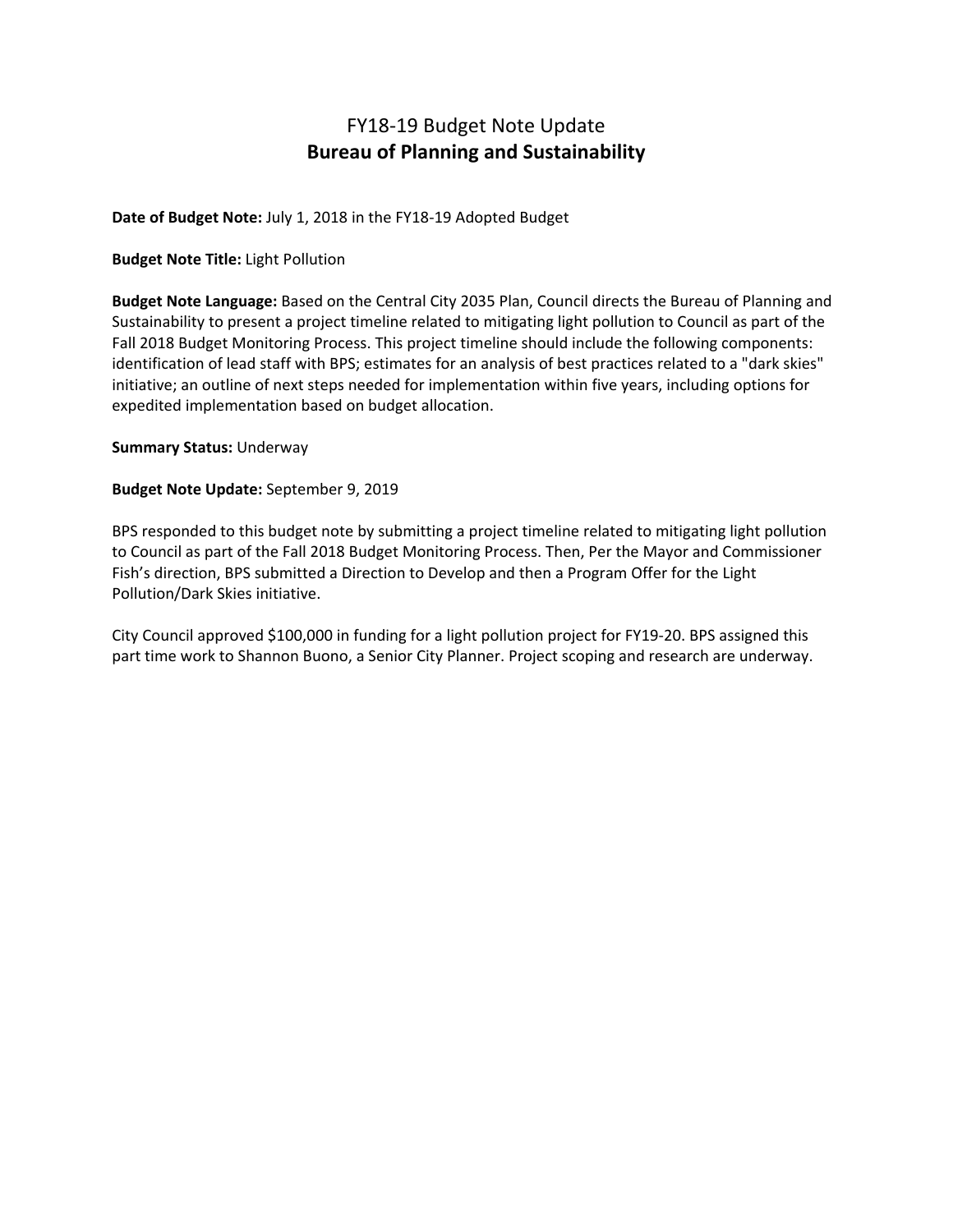# FY18-19 Budget Note Update

## Bureau of Planning and Sustainability

**Date of Budget Note:** July 1, 2018 in the FY18-19 Adopted Budget

**Budget Note Title:** Light Pollution

**Budget Note Language:** Based on the Central City 2035 Plan, Council directs the Bureau of Planning and Sustainability to present a project timeline related to mitigating light pollution to Council as part of the Fall 2018 Budget Monitoring Process. This project timeline should include the following components: identification of lead staff with BPS; estimates for an analysis of best practices related to a "dark skies" initiative; an outline of next steps needed for implementation within five years, including options for expedited implementation based on budget allocation.

**Summary Status:** Underway

**Budget Note Update:** September 9, 2019

BPS responded to this budget note by submitting a project timeline related to mitigating light pollution to Council as part of the Fall 2018 Budget Monitoring Process. Then, Per the Mayor and Commissioner Fish's direction, BPS submitted a Direction to Develop and then a Program Offer for the Light Pollution/Dark Skies initiative.

City Council approved $100,000 in funding for a light pollution project for FY19-20. BPS assigned this part time work to Shannon Buono, a Senior City Planner. Project scoping and research are underway.